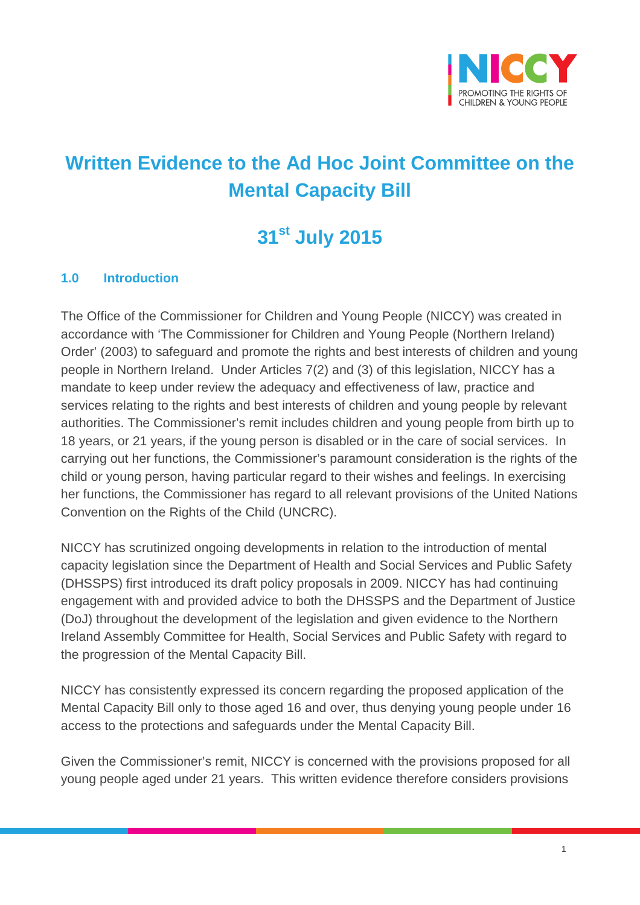NICCY

PROMOTING THE RIGHTS OF CHILDREN & YOUNG PEOPLE

# Written Evidence to the Ad Hoc Joint Committee on the Mental Capacity Bill

## 31st July 2015

### 1.0 Introduction

The Office of the Commissioner for Children and Young People (NICCY) was created in accordance with 'The Commissioner for Children and Young People (Northern Ireland) Order' (2003) to safeguard and promote the rights and best interests of children and young people in Northern Ireland. Under Articles 7(2) and (3) of this legislation, NICCY has a mandate to keep under review the adequacy and effectiveness of law, practice and services relating to the rights and best interests of children and young people by relevant authorities. The Commissioner's remit includes children and young people from birth up to 18 years, or 21 years, if the young person is disabled or in the care of social services. In carrying out her functions, the Commissioner's paramount consideration is the rights of the child or young person, having particular regard to their wishes and feelings. In exercising her functions, the Commissioner has regard to all relevant provisions of the United Nations Convention on the Rights of the Child (UNCRC).

NICCY has scrutinized ongoing developments in relation to the introduction of mental capacity legislation since the Department of Health and Social Services and Public Safety (DHSSPS) first introduced its draft policy proposals in 2009. NICCY has had continuing engagement with and provided advice to both the DHSSPS and the Department of Justice (DoJ) throughout the development of the legislation and given evidence to the Northern Ireland Assembly Committee for Health, Social Services and Public Safety with regard to the progression of the Mental Capacity Bill.

NICCY has consistently expressed its concern regarding the proposed application of the Mental Capacity Bill only to those aged 16 and over, thus denying young people under 16 access to the protections and safeguards under the Mental Capacity Bill.

Given the Commissioner's remit, NICCY is concerned with the provisions proposed for all young people aged under 21 years. This written evidence therefore considers provisions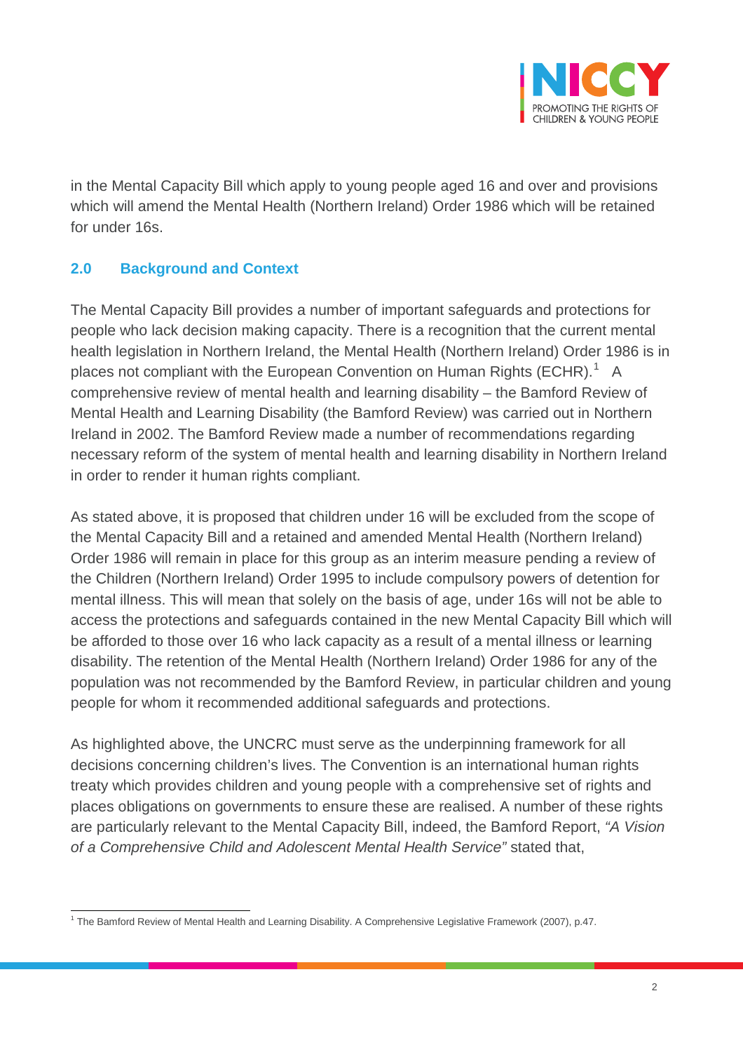in the Mental Capacity Bill which apply to young people aged 16 and over and provisions which will amend the Mental Health (Northern Ireland) Order 1986 which will be retained for under 16s.

## 2.0 Background and Context

The Mental Capacity Bill provides a number of important safeguards and protections for people who lack decision making capacity. There is a recognition that the current mental health legislation in Northern Ireland, the Mental Health (Northern Ireland) Order 1986 is in places not compliant with the European Convention on Human Rights (ECHR).[1] A comprehensive review of mental health and learning disability – the Bamford Review of Mental Health and Learning Disability (the Bamford Review) was carried out in Northern Ireland in 2002. The Bamford Review made a number of recommendations regarding necessary reform of the system of mental health and learning disability in Northern Ireland in order to render it human rights compliant.

As stated above, it is proposed that children under 16 will be excluded from the scope of the Mental Capacity Bill and a retained and amended Mental Health (Northern Ireland) Order 1986 will remain in place for this group as an interim measure pending a review of the Children (Northern Ireland) Order 1995 to include compulsory powers of detention for mental illness. This will mean that solely on the basis of age, under 16s will not be able to access the protections and safeguards contained in the new Mental Capacity Bill which will be afforded to those over 16 who lack capacity as a result of a mental illness or learning disability. The retention of the Mental Health (Northern Ireland) Order 1986 for any of the population was not recommended by the Bamford Review, in particular children and young people for whom it recommended additional safeguards and protections.

As highlighted above, the UNCRC must serve as the underpinning framework for all decisions concerning children's lives. The Convention is an international human rights treaty which provides children and young people with a comprehensive set of rights and places obligations on governments to ensure these are realised. A number of these rights are particularly relevant to the Mental Capacity Bill, indeed, the Bamford Report, *"A Vision of a Comprehensive Child and Adolescent Mental Health Service"* stated that,

[1] The Bamford Review of Mental Health and Learning Disability. A Comprehensive Legislative Framework (2007), p.47.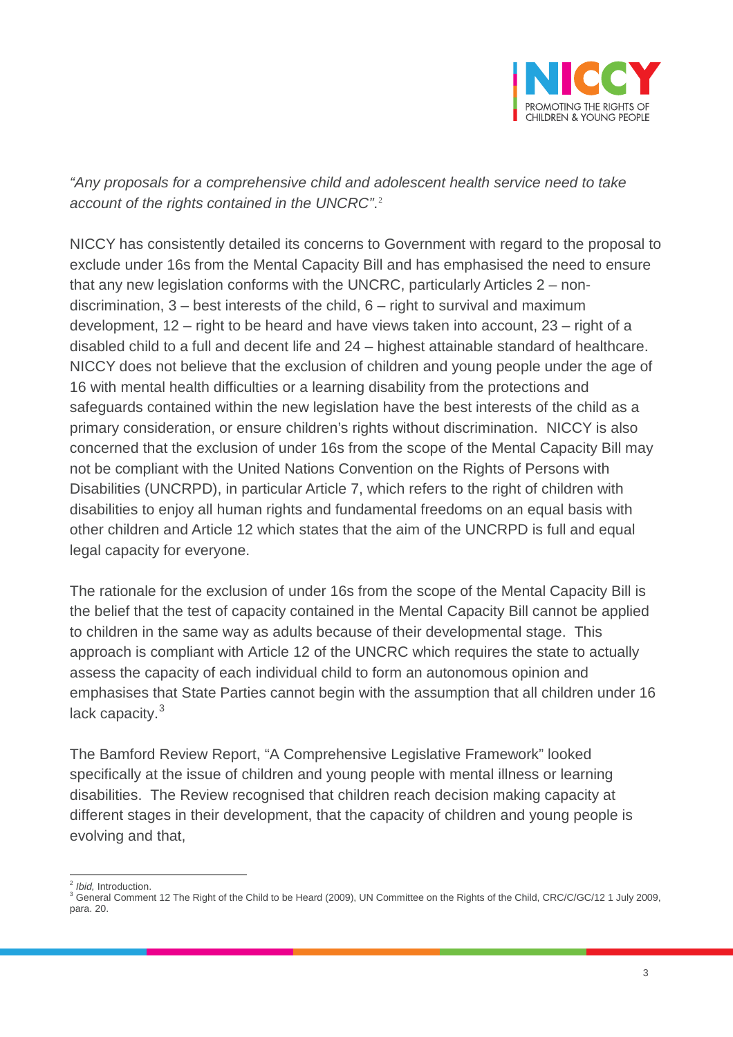*"Any proposals for a comprehensive child and adolescent health service need to take account of the rights contained in the UNCRC".*[2]

NICCY has consistently detailed its concerns to Government with regard to the proposal to exclude under 16s from the Mental Capacity Bill and has emphasised the need to ensure that any new legislation conforms with the UNCRC, particularly Articles 2 – non-discrimination, 3 – best interests of the child, 6 – right to survival and maximum development, 12 – right to be heard and have views taken into account, 23 – right of a disabled child to a full and decent life and 24 – highest attainable standard of healthcare. NICCY does not believe that the exclusion of children and young people under the age of 16 with mental health difficulties or a learning disability from the protections and safeguards contained within the new legislation have the best interests of the child as a primary consideration, or ensure children's rights without discrimination. NICCY is also concerned that the exclusion of under 16s from the scope of the Mental Capacity Bill may not be compliant with the United Nations Convention on the Rights of Persons with Disabilities (UNCRPD), in particular Article 7, which refers to the right of children with disabilities to enjoy all human rights and fundamental freedoms on an equal basis with other children and Article 12 which states that the aim of the UNCRPD is full and equal legal capacity for everyone.

The rationale for the exclusion of under 16s from the scope of the Mental Capacity Bill is the belief that the test of capacity contained in the Mental Capacity Bill cannot be applied to children in the same way as adults because of their developmental stage. This approach is compliant with Article 12 of the UNCRC which requires the state to actually assess the capacity of each individual child to form an autonomous opinion and emphasises that State Parties cannot begin with the assumption that all children under 16 lack capacity.[3]

The Bamford Review Report, "A Comprehensive Legislative Framework" looked specifically at the issue of children and young people with mental illness or learning disabilities. The Review recognised that children reach decision making capacity at different stages in their development, that the capacity of children and young people is evolving and that,

---

[2] *Ibid,* Introduction.

[3] General Comment 12 The Right of the Child to be Heard (2009), UN Committee on the Rights of the Child, CRC/C/GC/12 1 July 2009, para. 20.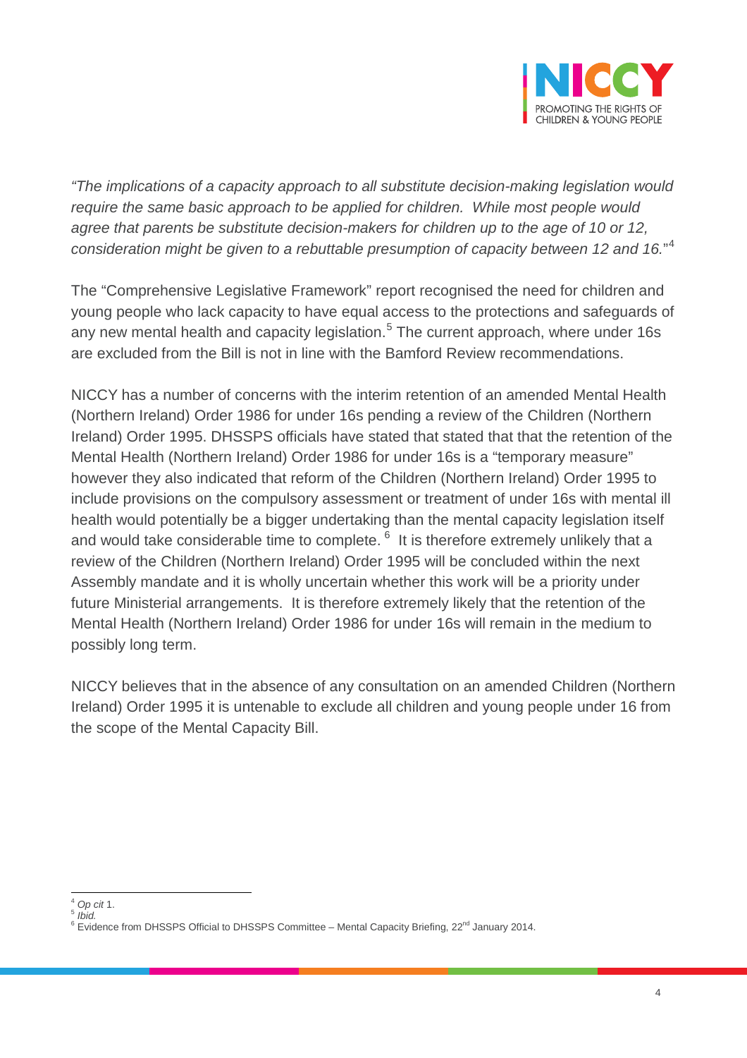*"The implications of a capacity approach to all substitute decision-making legislation would require the same basic approach to be applied for children. While most people would agree that parents be substitute decision-makers for children up to the age of 10 or 12, consideration might be given to a rebuttable presumption of capacity between 12 and 16."*[4]

The "Comprehensive Legislative Framework" report recognised the need for children and young people who lack capacity to have equal access to the protections and safeguards of any new mental health and capacity legislation.[5] The current approach, where under 16s are excluded from the Bill is not in line with the Bamford Review recommendations.

NICCY has a number of concerns with the interim retention of an amended Mental Health (Northern Ireland) Order 1986 for under 16s pending a review of the Children (Northern Ireland) Order 1995. DHSSPS officials have stated that stated that that the retention of the Mental Health (Northern Ireland) Order 1986 for under 16s is a "temporary measure" however they also indicated that reform of the Children (Northern Ireland) Order 1995 to include provisions on the compulsory assessment or treatment of under 16s with mental ill health would potentially be a bigger undertaking than the mental capacity legislation itself and would take considerable time to complete.[6] It is therefore extremely unlikely that a review of the Children (Northern Ireland) Order 1995 will be concluded within the next Assembly mandate and it is wholly uncertain whether this work will be a priority under future Ministerial arrangements. It is therefore extremely likely that the retention of the Mental Health (Northern Ireland) Order 1986 for under 16s will remain in the medium to possibly long term.

NICCY believes that in the absence of any consultation on an amended Children (Northern Ireland) Order 1995 it is untenable to exclude all children and young people under 16 from the scope of the Mental Capacity Bill.

---

[4] *Op cit* 1.
[5] *Ibid.*
[6] Evidence from DHSSPS Official to DHSSPS Committee – Mental Capacity Briefing, 22nd January 2014.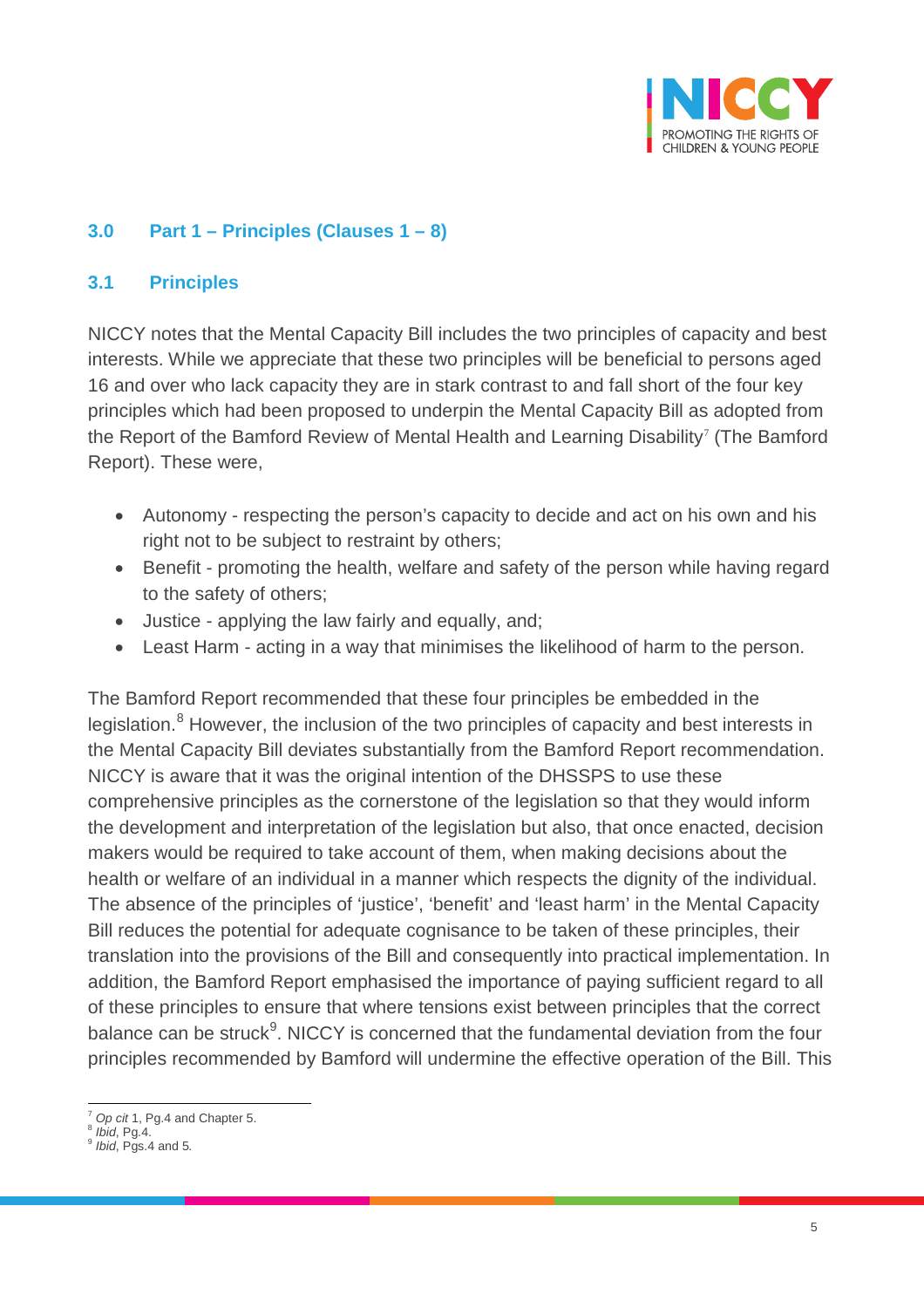## 3.0 Part 1 – Principles (Clauses 1 – 8)

### 3.1 Principles

NICCY notes that the Mental Capacity Bill includes the two principles of capacity and best interests. While we appreciate that these two principles will be beneficial to persons aged 16 and over who lack capacity they are in stark contrast to and fall short of the four key principles which had been proposed to underpin the Mental Capacity Bill as adopted from the Report of the Bamford Review of Mental Health and Learning Disability[7] (The Bamford Report). These were,

- Autonomy - respecting the person's capacity to decide and act on his own and his right not to be subject to restraint by others;
- Benefit - promoting the health, welfare and safety of the person while having regard to the safety of others;
- Justice - applying the law fairly and equally, and;
- Least Harm - acting in a way that minimises the likelihood of harm to the person.

The Bamford Report recommended that these four principles be embedded in the legislation.[8] However, the inclusion of the two principles of capacity and best interests in the Mental Capacity Bill deviates substantially from the Bamford Report recommendation. NICCY is aware that it was the original intention of the DHSSPS to use these comprehensive principles as the cornerstone of the legislation so that they would inform the development and interpretation of the legislation but also, that once enacted, decision makers would be required to take account of them, when making decisions about the health or welfare of an individual in a manner which respects the dignity of the individual. The absence of the principles of 'justice', 'benefit' and 'least harm' in the Mental Capacity Bill reduces the potential for adequate cognisance to be taken of these principles, their translation into the provisions of the Bill and consequently into practical implementation. In addition, the Bamford Report emphasised the importance of paying sufficient regard to all of these principles to ensure that where tensions exist between principles that the correct balance can be struck[9]. NICCY is concerned that the fundamental deviation from the four principles recommended by Bamford will undermine the effective operation of the Bill. This

---

[7] *Op cit* 1, Pg.4 and Chapter 5.
[8] *Ibid*, Pg.4.
[9] *Ibid*, Pgs.4 and 5.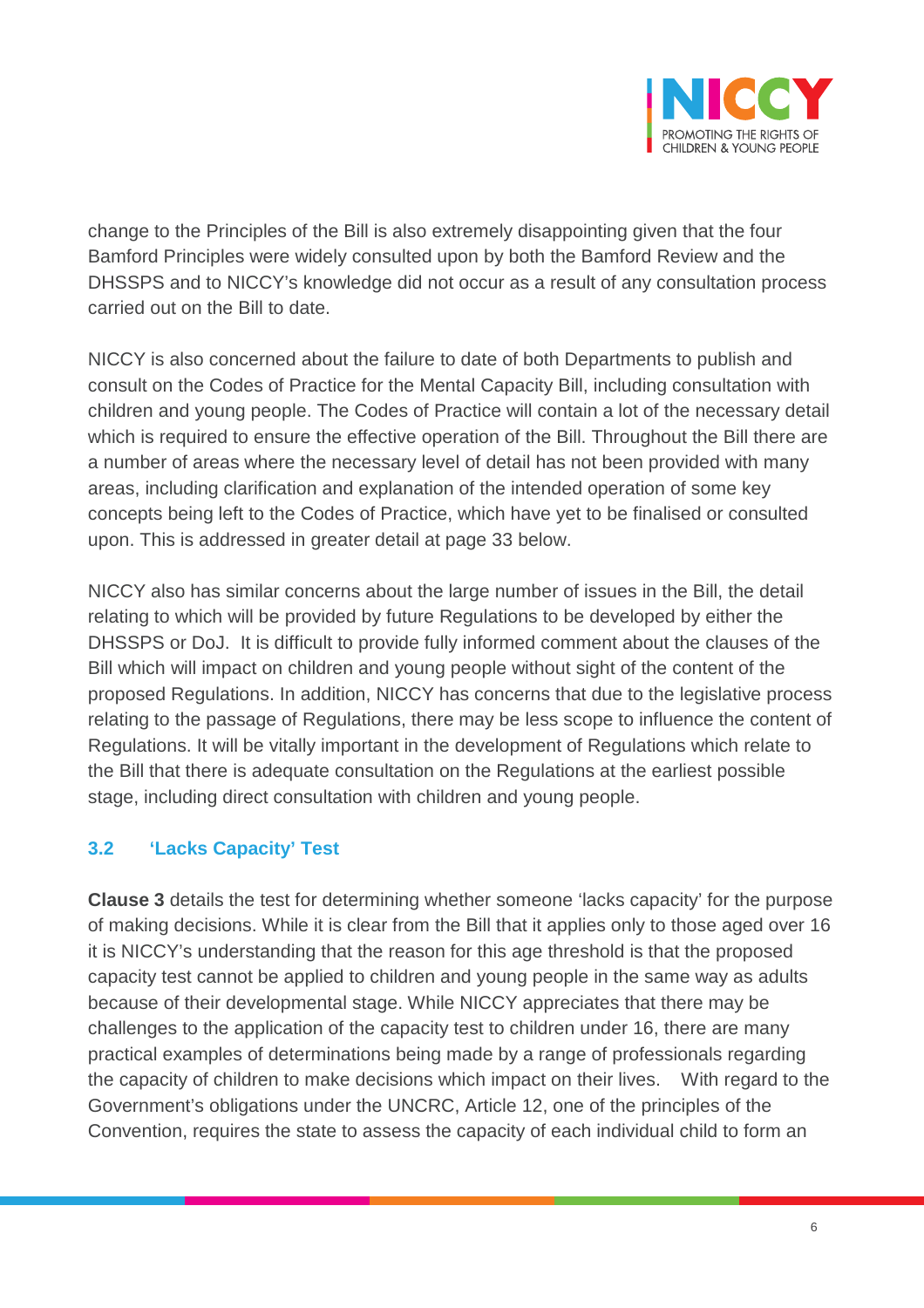change to the Principles of the Bill is also extremely disappointing given that the four Bamford Principles were widely consulted upon by both the Bamford Review and the DHSSPS and to NICCY's knowledge did not occur as a result of any consultation process carried out on the Bill to date.

NICCY is also concerned about the failure to date of both Departments to publish and consult on the Codes of Practice for the Mental Capacity Bill, including consultation with children and young people. The Codes of Practice will contain a lot of the necessary detail which is required to ensure the effective operation of the Bill. Throughout the Bill there are a number of areas where the necessary level of detail has not been provided with many areas, including clarification and explanation of the intended operation of some key concepts being left to the Codes of Practice, which have yet to be finalised or consulted upon. This is addressed in greater detail at page 33 below.

NICCY also has similar concerns about the large number of issues in the Bill, the detail relating to which will be provided by future Regulations to be developed by either the DHSSPS or DoJ. It is difficult to provide fully informed comment about the clauses of the Bill which will impact on children and young people without sight of the content of the proposed Regulations. In addition, NICCY has concerns that due to the legislative process relating to the passage of Regulations, there may be less scope to influence the content of Regulations. It will be vitally important in the development of Regulations which relate to the Bill that there is adequate consultation on the Regulations at the earliest possible stage, including direct consultation with children and young people.

### 3.2 'Lacks Capacity' Test

**Clause 3** details the test for determining whether someone 'lacks capacity' for the purpose of making decisions. While it is clear from the Bill that it applies only to those aged over 16 it is NICCY's understanding that the reason for this age threshold is that the proposed capacity test cannot be applied to children and young people in the same way as adults because of their developmental stage. While NICCY appreciates that there may be challenges to the application of the capacity test to children under 16, there are many practical examples of determinations being made by a range of professionals regarding the capacity of children to make decisions which impact on their lives. With regard to the Government's obligations under the UNCRC, Article 12, one of the principles of the Convention, requires the state to assess the capacity of each individual child to form an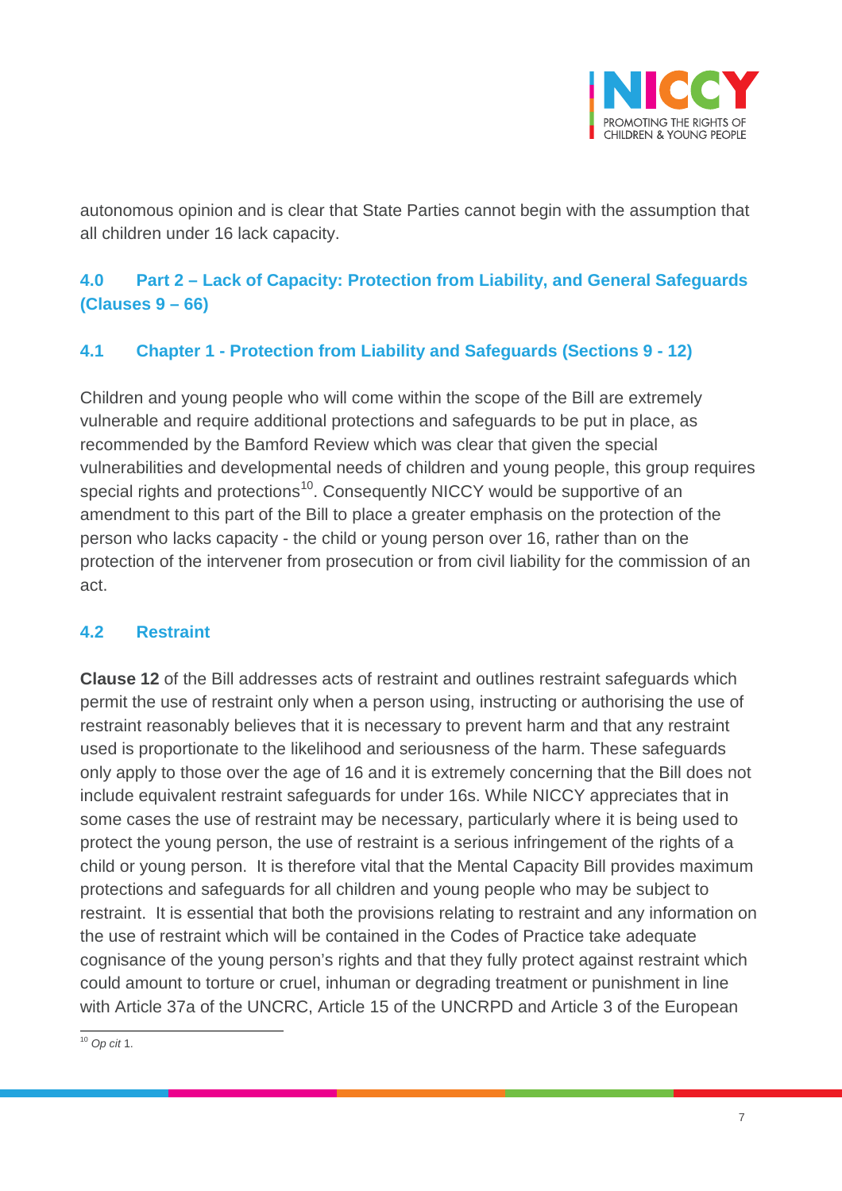autonomous opinion and is clear that State Parties cannot begin with the assumption that all children under 16 lack capacity.

## 4.0 Part 2 – Lack of Capacity: Protection from Liability, and General Safeguards (Clauses 9 – 66)

### 4.1 Chapter 1 - Protection from Liability and Safeguards (Sections 9 - 12)

Children and young people who will come within the scope of the Bill are extremely vulnerable and require additional protections and safeguards to be put in place, as recommended by the Bamford Review which was clear that given the special vulnerabilities and developmental needs of children and young people, this group requires special rights and protections[10]. Consequently NICCY would be supportive of an amendment to this part of the Bill to place a greater emphasis on the protection of the person who lacks capacity - the child or young person over 16, rather than on the protection of the intervener from prosecution or from civil liability for the commission of an act.

### 4.2 Restraint

**Clause 12** of the Bill addresses acts of restraint and outlines restraint safeguards which permit the use of restraint only when a person using, instructing or authorising the use of restraint reasonably believes that it is necessary to prevent harm and that any restraint used is proportionate to the likelihood and seriousness of the harm. These safeguards only apply to those over the age of 16 and it is extremely concerning that the Bill does not include equivalent restraint safeguards for under 16s. While NICCY appreciates that in some cases the use of restraint may be necessary, particularly where it is being used to protect the young person, the use of restraint is a serious infringement of the rights of a child or young person. It is therefore vital that the Mental Capacity Bill provides maximum protections and safeguards for all children and young people who may be subject to restraint. It is essential that both the provisions relating to restraint and any information on the use of restraint which will be contained in the Codes of Practice take adequate cognisance of the young person's rights and that they fully protect against restraint which could amount to torture or cruel, inhuman or degrading treatment or punishment in line with Article 37a of the UNCRC, Article 15 of the UNCRPD and Article 3 of the European

[10] *Op cit* 1.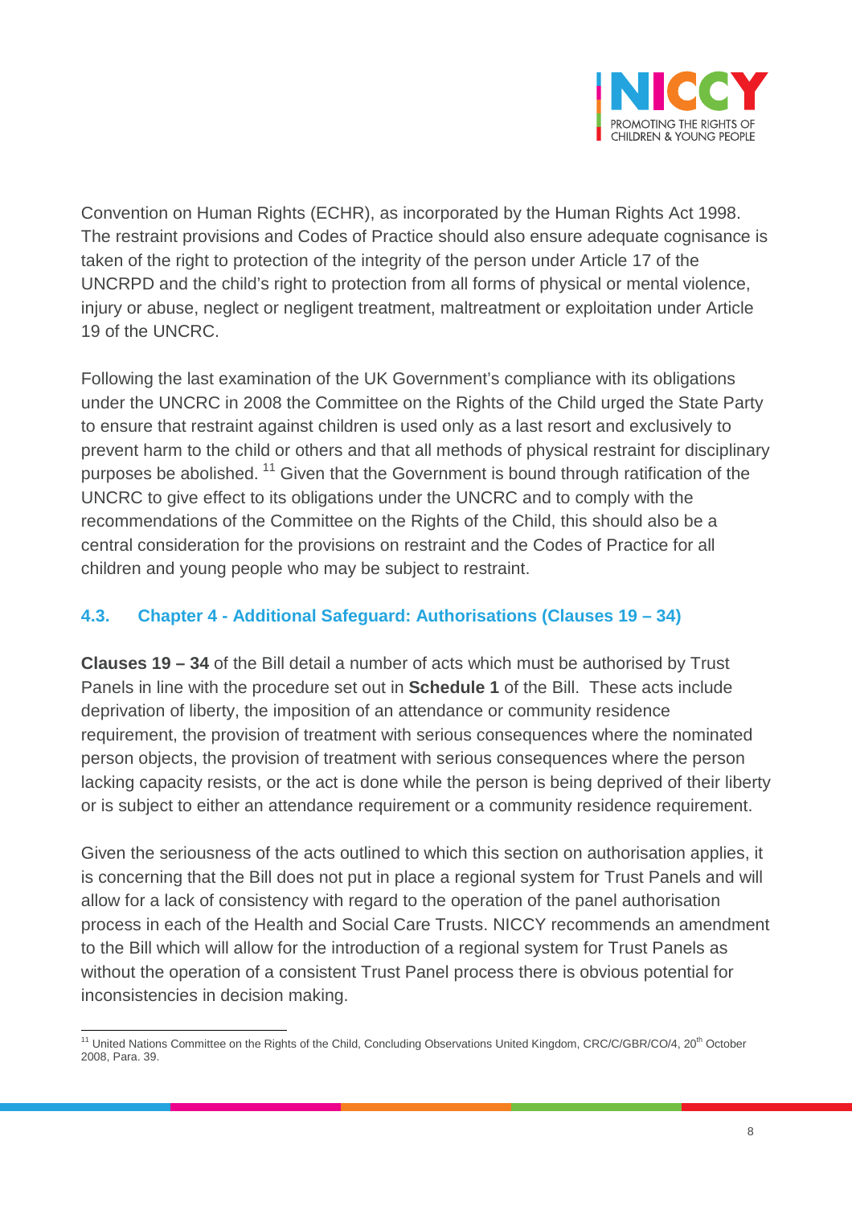Convention on Human Rights (ECHR), as incorporated by the Human Rights Act 1998. The restraint provisions and Codes of Practice should also ensure adequate cognisance is taken of the right to protection of the integrity of the person under Article 17 of the UNCRPD and the child's right to protection from all forms of physical or mental violence, injury or abuse, neglect or negligent treatment, maltreatment or exploitation under Article 19 of the UNCRC.

Following the last examination of the UK Government's compliance with its obligations under the UNCRC in 2008 the Committee on the Rights of the Child urged the State Party to ensure that restraint against children is used only as a last resort and exclusively to prevent harm to the child or others and that all methods of physical restraint for disciplinary purposes be abolished. [11] Given that the Government is bound through ratification of the UNCRC to give effect to its obligations under the UNCRC and to comply with the recommendations of the Committee on the Rights of the Child, this should also be a central consideration for the provisions on restraint and the Codes of Practice for all children and young people who may be subject to restraint.

### 4.3. Chapter 4 - Additional Safeguard: Authorisations (Clauses 19 – 34)

**Clauses 19 – 34** of the Bill detail a number of acts which must be authorised by Trust Panels in line with the procedure set out in **Schedule 1** of the Bill. These acts include deprivation of liberty, the imposition of an attendance or community residence requirement, the provision of treatment with serious consequences where the nominated person objects, the provision of treatment with serious consequences where the person lacking capacity resists, or the act is done while the person is being deprived of their liberty or is subject to either an attendance requirement or a community residence requirement.

Given the seriousness of the acts outlined to which this section on authorisation applies, it is concerning that the Bill does not put in place a regional system for Trust Panels and will allow for a lack of consistency with regard to the operation of the panel authorisation process in each of the Health and Social Care Trusts. NICCY recommends an amendment to the Bill which will allow for the introduction of a regional system for Trust Panels as without the operation of a consistent Trust Panel process there is obvious potential for inconsistencies in decision making.

---

[11] United Nations Committee on the Rights of the Child, Concluding Observations United Kingdom, CRC/C/GBR/CO/4, 20th October 2008, Para. 39.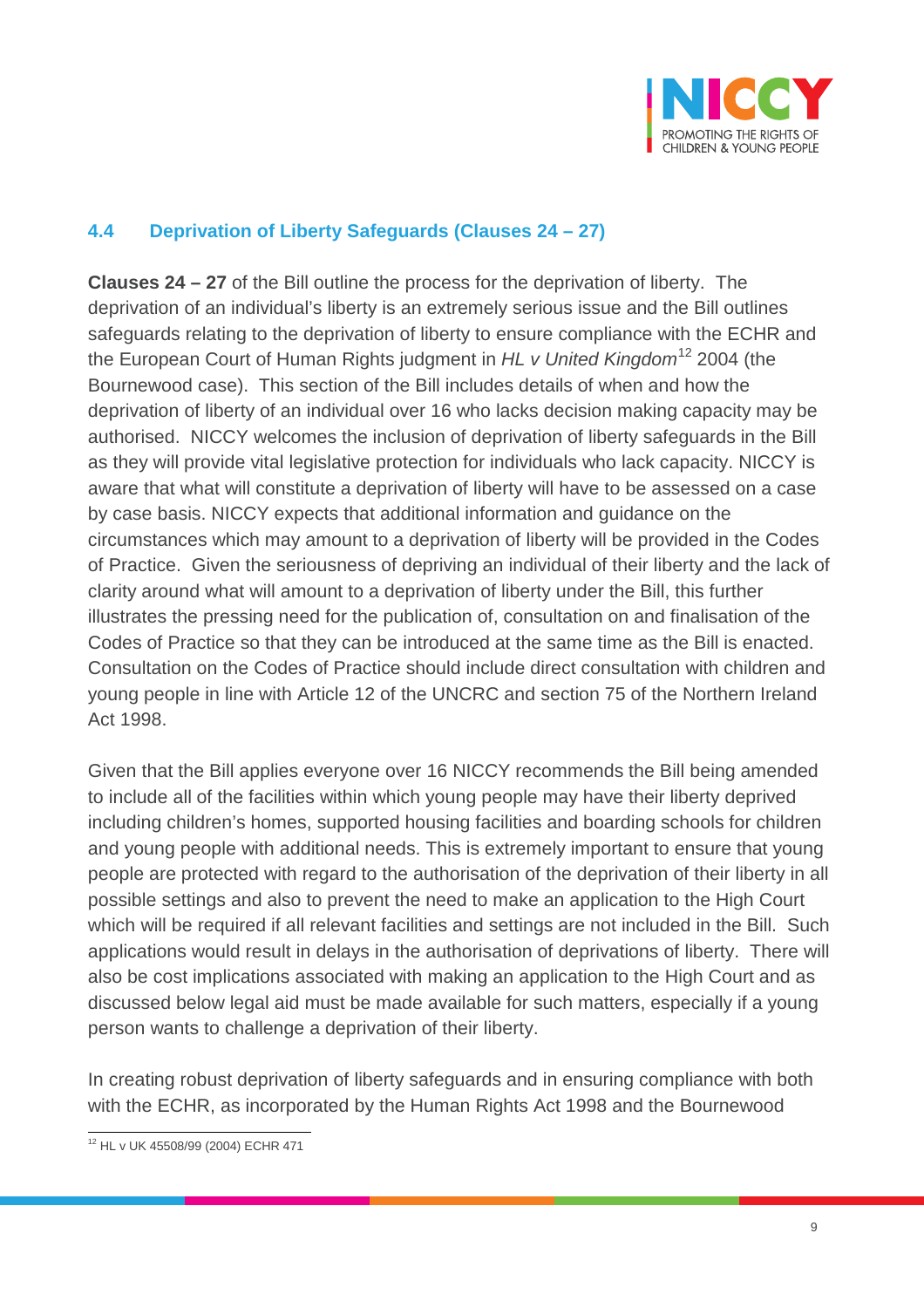### 4.4 Deprivation of Liberty Safeguards (Clauses 24 – 27)

**Clauses 24 – 27** of the Bill outline the process for the deprivation of liberty. The deprivation of an individual's liberty is an extremely serious issue and the Bill outlines safeguards relating to the deprivation of liberty to ensure compliance with the ECHR and the European Court of Human Rights judgment in *HL v United Kingdom*[12] 2004 (the Bournewood case). This section of the Bill includes details of when and how the deprivation of liberty of an individual over 16 who lacks decision making capacity may be authorised. NICCY welcomes the inclusion of deprivation of liberty safeguards in the Bill as they will provide vital legislative protection for individuals who lack capacity. NICCY is aware that what will constitute a deprivation of liberty will have to be assessed on a case by case basis. NICCY expects that additional information and guidance on the circumstances which may amount to a deprivation of liberty will be provided in the Codes of Practice. Given the seriousness of depriving an individual of their liberty and the lack of clarity around what will amount to a deprivation of liberty under the Bill, this further illustrates the pressing need for the publication of, consultation on and finalisation of the Codes of Practice so that they can be introduced at the same time as the Bill is enacted. Consultation on the Codes of Practice should include direct consultation with children and young people in line with Article 12 of the UNCRC and section 75 of the Northern Ireland Act 1998.

Given that the Bill applies everyone over 16 NICCY recommends the Bill being amended to include all of the facilities within which young people may have their liberty deprived including children's homes, supported housing facilities and boarding schools for children and young people with additional needs. This is extremely important to ensure that young people are protected with regard to the authorisation of the deprivation of their liberty in all possible settings and also to prevent the need to make an application to the High Court which will be required if all relevant facilities and settings are not included in the Bill. Such applications would result in delays in the authorisation of deprivations of liberty. There will also be cost implications associated with making an application to the High Court and as discussed below legal aid must be made available for such matters, especially if a young person wants to challenge a deprivation of their liberty.

In creating robust deprivation of liberty safeguards and in ensuring compliance with both with the ECHR, as incorporated by the Human Rights Act 1998 and the Bournewood

[12] HL v UK 45508/99 (2004) ECHR 471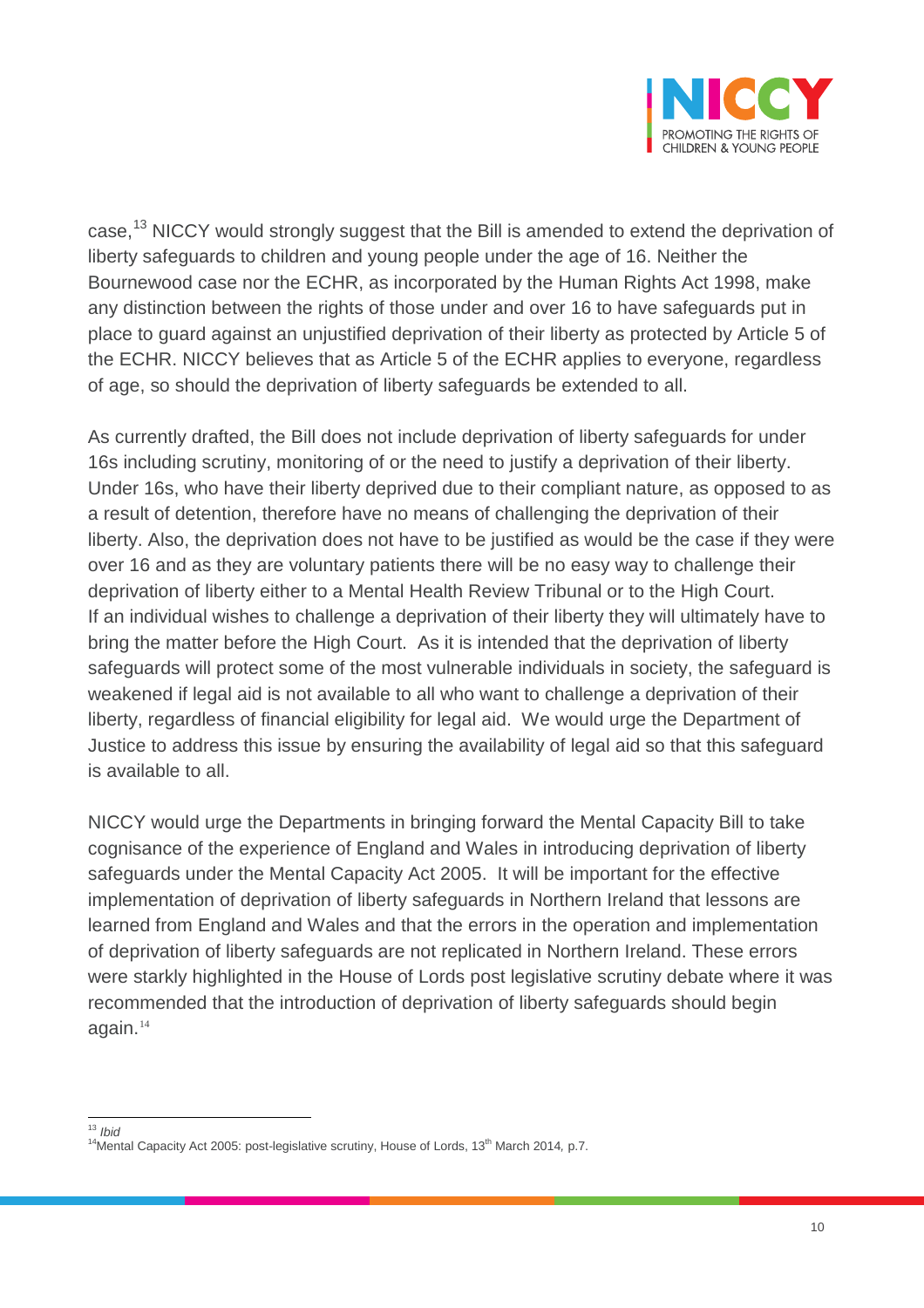case,[13] NICCY would strongly suggest that the Bill is amended to extend the deprivation of liberty safeguards to children and young people under the age of 16. Neither the Bournewood case nor the ECHR, as incorporated by the Human Rights Act 1998, make any distinction between the rights of those under and over 16 to have safeguards put in place to guard against an unjustified deprivation of their liberty as protected by Article 5 of the ECHR. NICCY believes that as Article 5 of the ECHR applies to everyone, regardless of age, so should the deprivation of liberty safeguards be extended to all.

As currently drafted, the Bill does not include deprivation of liberty safeguards for under 16s including scrutiny, monitoring of or the need to justify a deprivation of their liberty. Under 16s, who have their liberty deprived due to their compliant nature, as opposed to as a result of detention, therefore have no means of challenging the deprivation of their liberty. Also, the deprivation does not have to be justified as would be the case if they were over 16 and as they are voluntary patients there will be no easy way to challenge their deprivation of liberty either to a Mental Health Review Tribunal or to the High Court. If an individual wishes to challenge a deprivation of their liberty they will ultimately have to bring the matter before the High Court. As it is intended that the deprivation of liberty safeguards will protect some of the most vulnerable individuals in society, the safeguard is weakened if legal aid is not available to all who want to challenge a deprivation of their liberty, regardless of financial eligibility for legal aid. We would urge the Department of Justice to address this issue by ensuring the availability of legal aid so that this safeguard is available to all.

NICCY would urge the Departments in bringing forward the Mental Capacity Bill to take cognisance of the experience of England and Wales in introducing deprivation of liberty safeguards under the Mental Capacity Act 2005. It will be important for the effective implementation of deprivation of liberty safeguards in Northern Ireland that lessons are learned from England and Wales and that the errors in the operation and implementation of deprivation of liberty safeguards are not replicated in Northern Ireland. These errors were starkly highlighted in the House of Lords post legislative scrutiny debate where it was recommended that the introduction of deprivation of liberty safeguards should begin again.[14]

---

[13] *Ibid*

[14] Mental Capacity Act 2005: post-legislative scrutiny, House of Lords, 13th March 2014, p.7.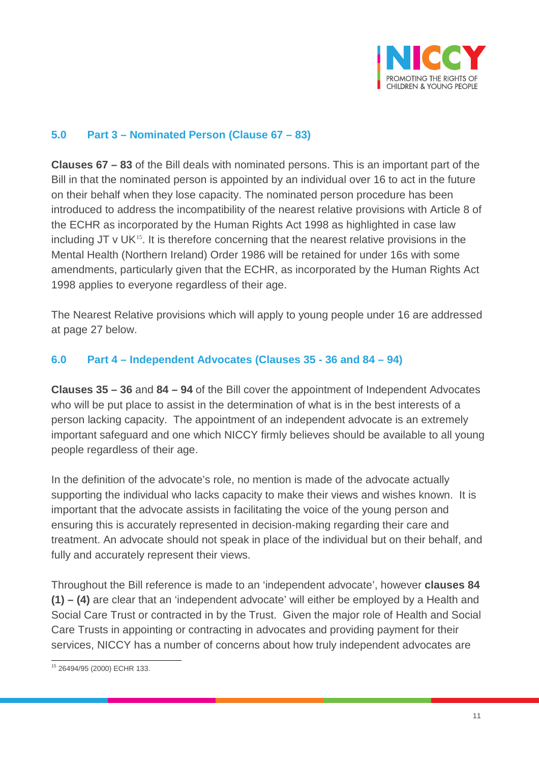## 5.0 Part 3 – Nominated Person (Clause 67 – 83)

**Clauses 67 – 83** of the Bill deals with nominated persons. This is an important part of the Bill in that the nominated person is appointed by an individual over 16 to act in the future on their behalf when they lose capacity. The nominated person procedure has been introduced to address the incompatibility of the nearest relative provisions with Article 8 of the ECHR as incorporated by the Human Rights Act 1998 as highlighted in case law including JT v UK[15]. It is therefore concerning that the nearest relative provisions in the Mental Health (Northern Ireland) Order 1986 will be retained for under 16s with some amendments, particularly given that the ECHR, as incorporated by the Human Rights Act 1998 applies to everyone regardless of their age.

The Nearest Relative provisions which will apply to young people under 16 are addressed at page 27 below.

## 6.0 Part 4 – Independent Advocates (Clauses 35 - 36 and 84 – 94)

**Clauses 35 – 36** and **84 – 94** of the Bill cover the appointment of Independent Advocates who will be put place to assist in the determination of what is in the best interests of a person lacking capacity. The appointment of an independent advocate is an extremely important safeguard and one which NICCY firmly believes should be available to all young people regardless of their age.

In the definition of the advocate's role, no mention is made of the advocate actually supporting the individual who lacks capacity to make their views and wishes known. It is important that the advocate assists in facilitating the voice of the young person and ensuring this is accurately represented in decision-making regarding their care and treatment. An advocate should not speak in place of the individual but on their behalf, and fully and accurately represent their views.

Throughout the Bill reference is made to an 'independent advocate', however **clauses 84 (1) – (4)** are clear that an 'independent advocate' will either be employed by a Health and Social Care Trust or contracted in by the Trust. Given the major role of Health and Social Care Trusts in appointing or contracting in advocates and providing payment for their services, NICCY has a number of concerns about how truly independent advocates are

---

[15] 26494/95 (2000) ECHR 133.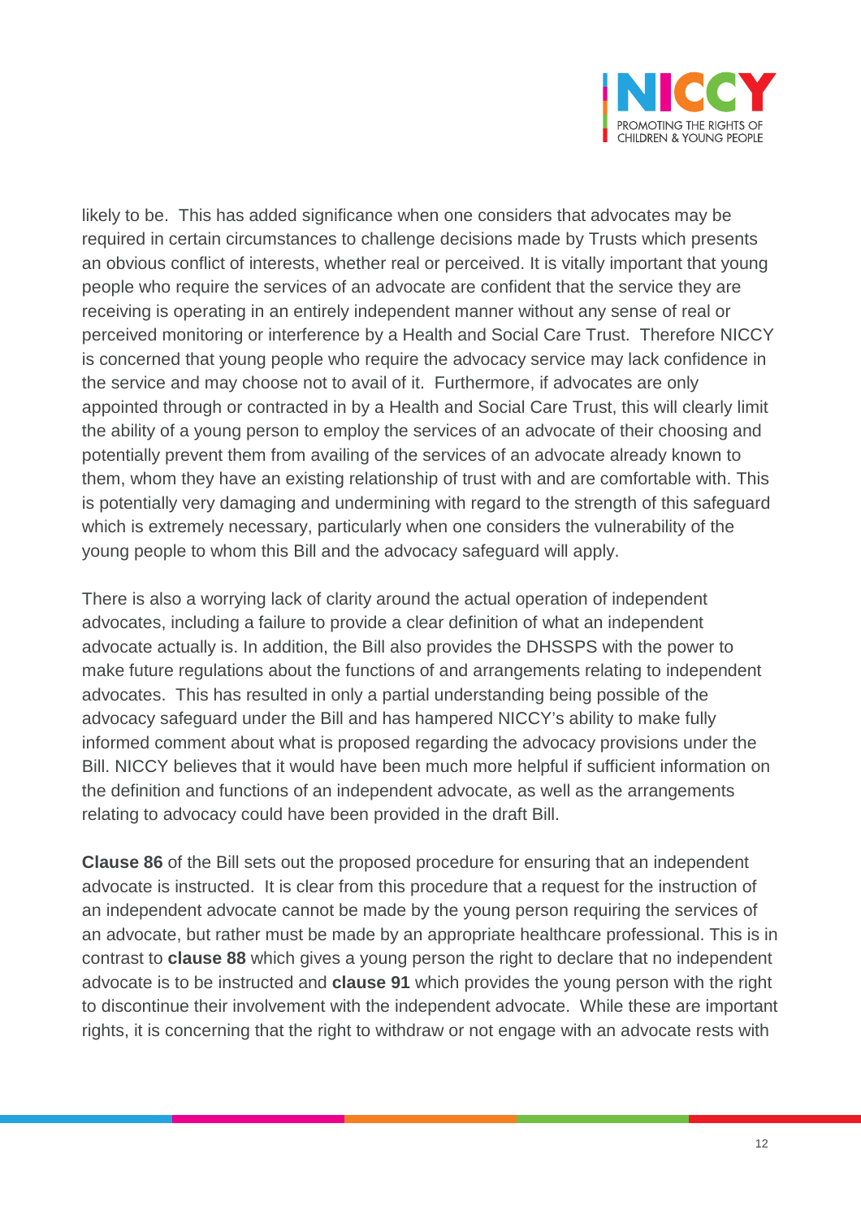likely to be. This has added significance when one considers that advocates may be required in certain circumstances to challenge decisions made by Trusts which presents an obvious conflict of interests, whether real or perceived. It is vitally important that young people who require the services of an advocate are confident that the service they are receiving is operating in an entirely independent manner without any sense of real or perceived monitoring or interference by a Health and Social Care Trust. Therefore NICCY is concerned that young people who require the advocacy service may lack confidence in the service and may choose not to avail of it. Furthermore, if advocates are only appointed through or contracted in by a Health and Social Care Trust, this will clearly limit the ability of a young person to employ the services of an advocate of their choosing and potentially prevent them from availing of the services of an advocate already known to them, whom they have an existing relationship of trust with and are comfortable with. This is potentially very damaging and undermining with regard to the strength of this safeguard which is extremely necessary, particularly when one considers the vulnerability of the young people to whom this Bill and the advocacy safeguard will apply.

There is also a worrying lack of clarity around the actual operation of independent advocates, including a failure to provide a clear definition of what an independent advocate actually is. In addition, the Bill also provides the DHSSPS with the power to make future regulations about the functions of and arrangements relating to independent advocates. This has resulted in only a partial understanding being possible of the advocacy safeguard under the Bill and has hampered NICCY's ability to make fully informed comment about what is proposed regarding the advocacy provisions under the Bill. NICCY believes that it would have been much more helpful if sufficient information on the definition and functions of an independent advocate, as well as the arrangements relating to advocacy could have been provided in the draft Bill.

**Clause 86** of the Bill sets out the proposed procedure for ensuring that an independent advocate is instructed. It is clear from this procedure that a request for the instruction of an independent advocate cannot be made by the young person requiring the services of an advocate, but rather must be made by an appropriate healthcare professional. This is in contrast to **clause 88** which gives a young person the right to declare that no independent advocate is to be instructed and **clause 91** which provides the young person with the right to discontinue their involvement with the independent advocate. While these are important rights, it is concerning that the right to withdraw or not engage with an advocate rests with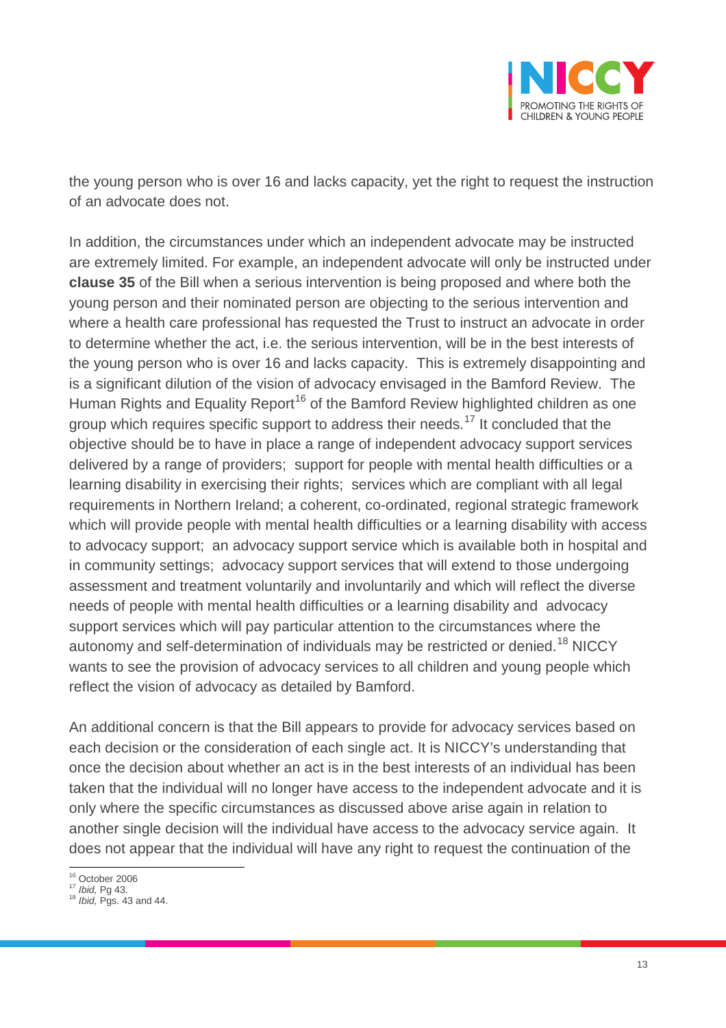the young person who is over 16 and lacks capacity, yet the right to request the instruction of an advocate does not.

In addition, the circumstances under which an independent advocate may be instructed are extremely limited. For example, an independent advocate will only be instructed under **clause 35** of the Bill when a serious intervention is being proposed and where both the young person and their nominated person are objecting to the serious intervention and where a health care professional has requested the Trust to instruct an advocate in order to determine whether the act, i.e. the serious intervention, will be in the best interests of the young person who is over 16 and lacks capacity. This is extremely disappointing and is a significant dilution of the vision of advocacy envisaged in the Bamford Review. The Human Rights and Equality Report[16] of the Bamford Review highlighted children as one group which requires specific support to address their needs.[17] It concluded that the objective should be to have in place a range of independent advocacy support services delivered by a range of providers; support for people with mental health difficulties or a learning disability in exercising their rights; services which are compliant with all legal requirements in Northern Ireland; a coherent, co-ordinated, regional strategic framework which will provide people with mental health difficulties or a learning disability with access to advocacy support; an advocacy support service which is available both in hospital and in community settings; advocacy support services that will extend to those undergoing assessment and treatment voluntarily and involuntarily and which will reflect the diverse needs of people with mental health difficulties or a learning disability and advocacy support services which will pay particular attention to the circumstances where the autonomy and self-determination of individuals may be restricted or denied.[18] NICCY wants to see the provision of advocacy services to all children and young people which reflect the vision of advocacy as detailed by Bamford.

An additional concern is that the Bill appears to provide for advocacy services based on each decision or the consideration of each single act. It is NICCY's understanding that once the decision about whether an act is in the best interests of an individual has been taken that the individual will no longer have access to the independent advocate and it is only where the specific circumstances as discussed above arise again in relation to another single decision will the individual have access to the advocacy service again. It does not appear that the individual will have any right to request the continuation of the

---

[16] October 2006
[17] *Ibid,* Pg 43.
[18] *Ibid,* Pgs. 43 and 44.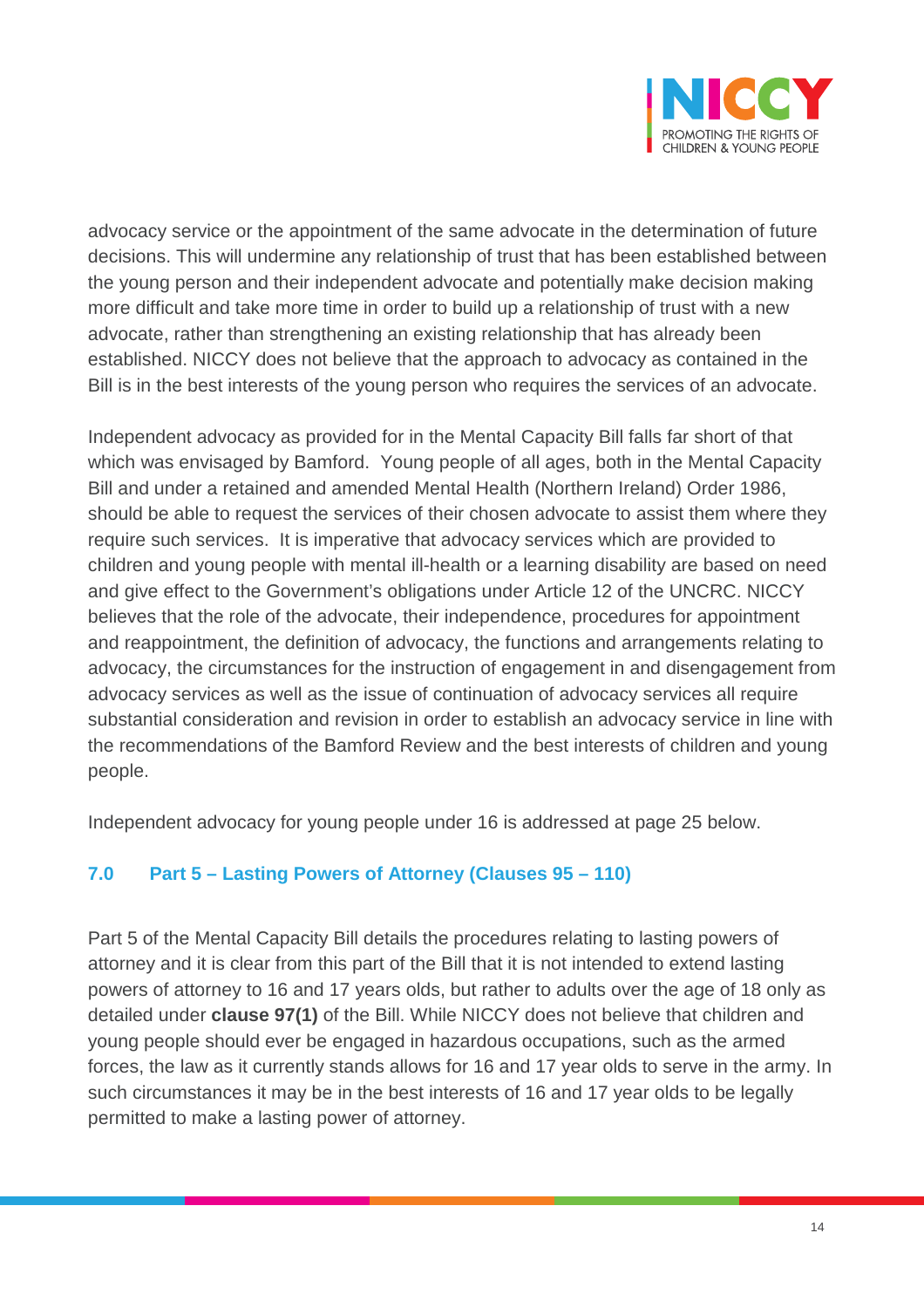advocacy service or the appointment of the same advocate in the determination of future decisions. This will undermine any relationship of trust that has been established between the young person and their independent advocate and potentially make decision making more difficult and take more time in order to build up a relationship of trust with a new advocate, rather than strengthening an existing relationship that has already been established. NICCY does not believe that the approach to advocacy as contained in the Bill is in the best interests of the young person who requires the services of an advocate.

Independent advocacy as provided for in the Mental Capacity Bill falls far short of that which was envisaged by Bamford. Young people of all ages, both in the Mental Capacity Bill and under a retained and amended Mental Health (Northern Ireland) Order 1986, should be able to request the services of their chosen advocate to assist them where they require such services. It is imperative that advocacy services which are provided to children and young people with mental ill-health or a learning disability are based on need and give effect to the Government's obligations under Article 12 of the UNCRC. NICCY believes that the role of the advocate, their independence, procedures for appointment and reappointment, the definition of advocacy, the functions and arrangements relating to advocacy, the circumstances for the instruction of engagement in and disengagement from advocacy services as well as the issue of continuation of advocacy services all require substantial consideration and revision in order to establish an advocacy service in line with the recommendations of the Bamford Review and the best interests of children and young people.

Independent advocacy for young people under 16 is addressed at page 25 below.

## 7.0 Part 5 – Lasting Powers of Attorney (Clauses 95 – 110)

Part 5 of the Mental Capacity Bill details the procedures relating to lasting powers of attorney and it is clear from this part of the Bill that it is not intended to extend lasting powers of attorney to 16 and 17 years olds, but rather to adults over the age of 18 only as detailed under **clause 97(1)** of the Bill. While NICCY does not believe that children and young people should ever be engaged in hazardous occupations, such as the armed forces, the law as it currently stands allows for 16 and 17 year olds to serve in the army. In such circumstances it may be in the best interests of 16 and 17 year olds to be legally permitted to make a lasting power of attorney.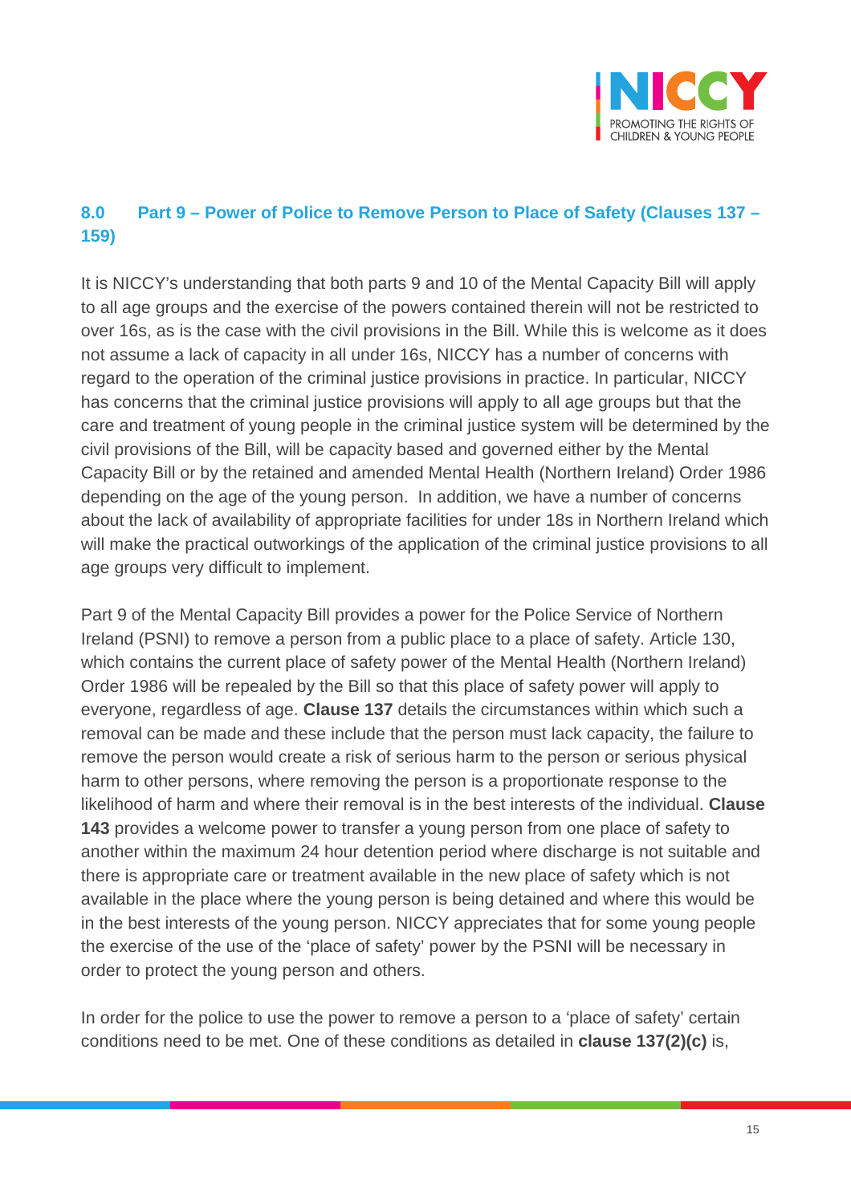## 8.0 Part 9 – Power of Police to Remove Person to Place of Safety (Clauses 137 – 159)

It is NICCY's understanding that both parts 9 and 10 of the Mental Capacity Bill will apply to all age groups and the exercise of the powers contained therein will not be restricted to over 16s, as is the case with the civil provisions in the Bill. While this is welcome as it does not assume a lack of capacity in all under 16s, NICCY has a number of concerns with regard to the operation of the criminal justice provisions in practice. In particular, NICCY has concerns that the criminal justice provisions will apply to all age groups but that the care and treatment of young people in the criminal justice system will be determined by the civil provisions of the Bill, will be capacity based and governed either by the Mental Capacity Bill or by the retained and amended Mental Health (Northern Ireland) Order 1986 depending on the age of the young person. In addition, we have a number of concerns about the lack of availability of appropriate facilities for under 18s in Northern Ireland which will make the practical outworkings of the application of the criminal justice provisions to all age groups very difficult to implement.

Part 9 of the Mental Capacity Bill provides a power for the Police Service of Northern Ireland (PSNI) to remove a person from a public place to a place of safety. Article 130, which contains the current place of safety power of the Mental Health (Northern Ireland) Order 1986 will be repealed by the Bill so that this place of safety power will apply to everyone, regardless of age. **Clause 137** details the circumstances within which such a removal can be made and these include that the person must lack capacity, the failure to remove the person would create a risk of serious harm to the person or serious physical harm to other persons, where removing the person is a proportionate response to the likelihood of harm and where their removal is in the best interests of the individual. **Clause 143** provides a welcome power to transfer a young person from one place of safety to another within the maximum 24 hour detention period where discharge is not suitable and there is appropriate care or treatment available in the new place of safety which is not available in the place where the young person is being detained and where this would be in the best interests of the young person. NICCY appreciates that for some young people the exercise of the use of the 'place of safety' power by the PSNI will be necessary in order to protect the young person and others.

In order for the police to use the power to remove a person to a 'place of safety' certain conditions need to be met. One of these conditions as detailed in **clause 137(2)(c)** is,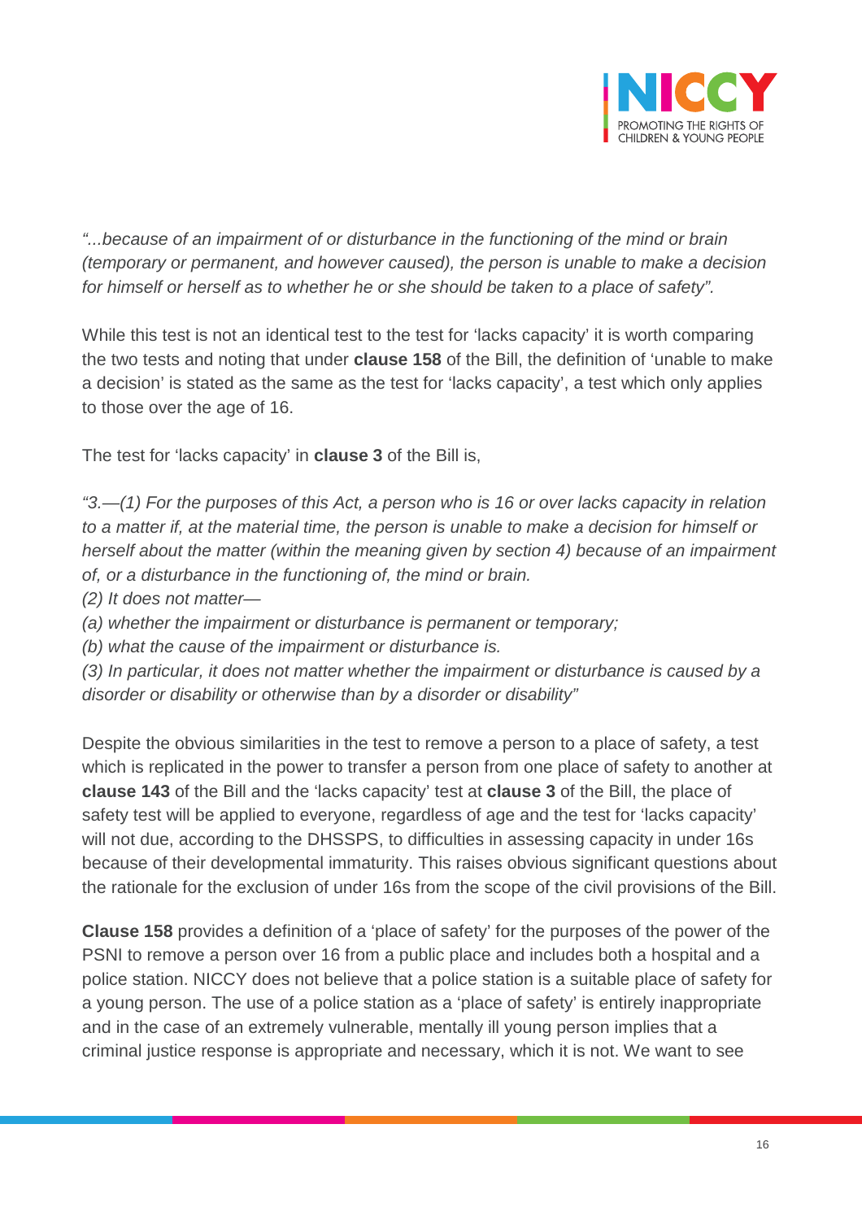*"...because of an impairment of or disturbance in the functioning of the mind or brain (temporary or permanent, and however caused), the person is unable to make a decision for himself or herself as to whether he or she should be taken to a place of safety".*

While this test is not an identical test to the test for 'lacks capacity' it is worth comparing the two tests and noting that under **clause 158** of the Bill, the definition of 'unable to make a decision' is stated as the same as the test for 'lacks capacity', a test which only applies to those over the age of 16.

The test for 'lacks capacity' in **clause 3** of the Bill is,

*"3.—(1) For the purposes of this Act, a person who is 16 or over lacks capacity in relation to a matter if, at the material time, the person is unable to make a decision for himself or herself about the matter (within the meaning given by section 4) because of an impairment of, or a disturbance in the functioning of, the mind or brain.*
*(2) It does not matter—*
*(a) whether the impairment or disturbance is permanent or temporary;*
*(b) what the cause of the impairment or disturbance is.*
*(3) In particular, it does not matter whether the impairment or disturbance is caused by a disorder or disability or otherwise than by a disorder or disability"*

Despite the obvious similarities in the test to remove a person to a place of safety, a test which is replicated in the power to transfer a person from one place of safety to another at **clause 143** of the Bill and the 'lacks capacity' test at **clause 3** of the Bill, the place of safety test will be applied to everyone, regardless of age and the test for 'lacks capacity' will not due, according to the DHSSPS, to difficulties in assessing capacity in under 16s because of their developmental immaturity. This raises obvious significant questions about the rationale for the exclusion of under 16s from the scope of the civil provisions of the Bill.

**Clause 158** provides a definition of a 'place of safety' for the purposes of the power of the PSNI to remove a person over 16 from a public place and includes both a hospital and a police station. NICCY does not believe that a police station is a suitable place of safety for a young person. The use of a police station as a 'place of safety' is entirely inappropriate and in the case of an extremely vulnerable, mentally ill young person implies that a criminal justice response is appropriate and necessary, which it is not. We want to see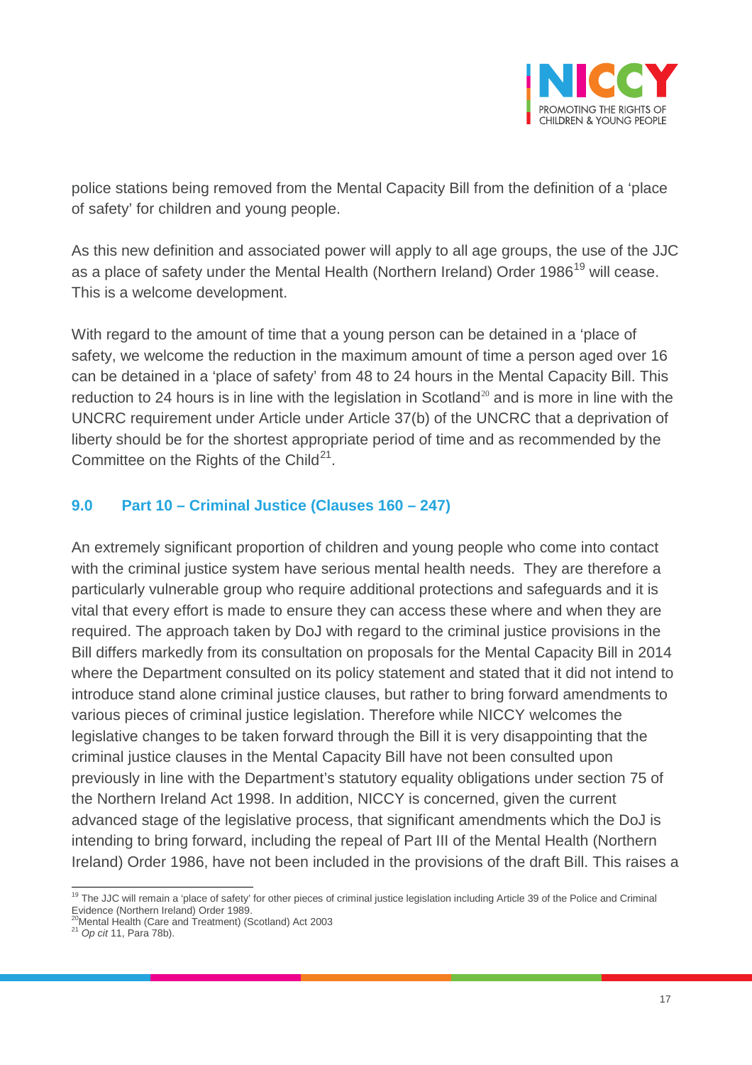police stations being removed from the Mental Capacity Bill from the definition of a 'place of safety' for children and young people.

As this new definition and associated power will apply to all age groups, the use of the JJC as a place of safety under the Mental Health (Northern Ireland) Order 1986[19] will cease. This is a welcome development.

With regard to the amount of time that a young person can be detained in a 'place of safety, we welcome the reduction in the maximum amount of time a person aged over 16 can be detained in a 'place of safety' from 48 to 24 hours in the Mental Capacity Bill. This reduction to 24 hours is in line with the legislation in Scotland[20] and is more in line with the UNCRC requirement under Article under Article 37(b) of the UNCRC that a deprivation of liberty should be for the shortest appropriate period of time and as recommended by the Committee on the Rights of the Child[21].

## 9.0 Part 10 – Criminal Justice (Clauses 160 – 247)

An extremely significant proportion of children and young people who come into contact with the criminal justice system have serious mental health needs. They are therefore a particularly vulnerable group who require additional protections and safeguards and it is vital that every effort is made to ensure they can access these where and when they are required. The approach taken by DoJ with regard to the criminal justice provisions in the Bill differs markedly from its consultation on proposals for the Mental Capacity Bill in 2014 where the Department consulted on its policy statement and stated that it did not intend to introduce stand alone criminal justice clauses, but rather to bring forward amendments to various pieces of criminal justice legislation. Therefore while NICCY welcomes the legislative changes to be taken forward through the Bill it is very disappointing that the criminal justice clauses in the Mental Capacity Bill have not been consulted upon previously in line with the Department's statutory equality obligations under section 75 of the Northern Ireland Act 1998. In addition, NICCY is concerned, given the current advanced stage of the legislative process, that significant amendments which the DoJ is intending to bring forward, including the repeal of Part III of the Mental Health (Northern Ireland) Order 1986, have not been included in the provisions of the draft Bill. This raises a

---

[19] The JJC will remain a 'place of safety' for other pieces of criminal justice legislation including Article 39 of the Police and Criminal Evidence (Northern Ireland) Order 1989.

[20] Mental Health (Care and Treatment) (Scotland) Act 2003

[21] *Op cit* 11, Para 78b).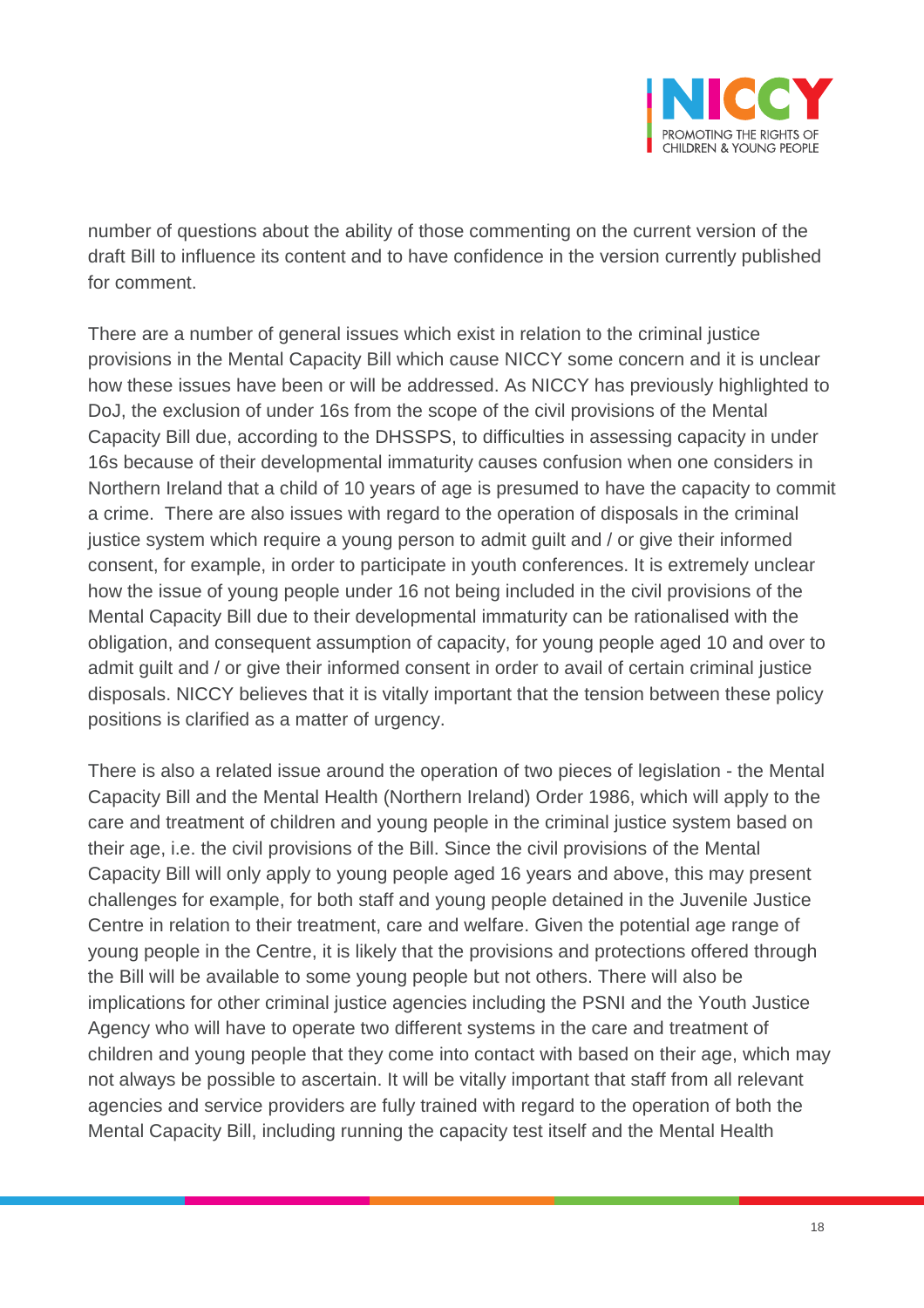number of questions about the ability of those commenting on the current version of the draft Bill to influence its content and to have confidence in the version currently published for comment.

There are a number of general issues which exist in relation to the criminal justice provisions in the Mental Capacity Bill which cause NICCY some concern and it is unclear how these issues have been or will be addressed. As NICCY has previously highlighted to DoJ, the exclusion of under 16s from the scope of the civil provisions of the Mental Capacity Bill due, according to the DHSSPS, to difficulties in assessing capacity in under 16s because of their developmental immaturity causes confusion when one considers in Northern Ireland that a child of 10 years of age is presumed to have the capacity to commit a crime. There are also issues with regard to the operation of disposals in the criminal justice system which require a young person to admit guilt and / or give their informed consent, for example, in order to participate in youth conferences. It is extremely unclear how the issue of young people under 16 not being included in the civil provisions of the Mental Capacity Bill due to their developmental immaturity can be rationalised with the obligation, and consequent assumption of capacity, for young people aged 10 and over to admit guilt and / or give their informed consent in order to avail of certain criminal justice disposals. NICCY believes that it is vitally important that the tension between these policy positions is clarified as a matter of urgency.

There is also a related issue around the operation of two pieces of legislation - the Mental Capacity Bill and the Mental Health (Northern Ireland) Order 1986, which will apply to the care and treatment of children and young people in the criminal justice system based on their age, i.e. the civil provisions of the Bill. Since the civil provisions of the Mental Capacity Bill will only apply to young people aged 16 years and above, this may present challenges for example, for both staff and young people detained in the Juvenile Justice Centre in relation to their treatment, care and welfare. Given the potential age range of young people in the Centre, it is likely that the provisions and protections offered through the Bill will be available to some young people but not others. There will also be implications for other criminal justice agencies including the PSNI and the Youth Justice Agency who will have to operate two different systems in the care and treatment of children and young people that they come into contact with based on their age, which may not always be possible to ascertain. It will be vitally important that staff from all relevant agencies and service providers are fully trained with regard to the operation of both the Mental Capacity Bill, including running the capacity test itself and the Mental Health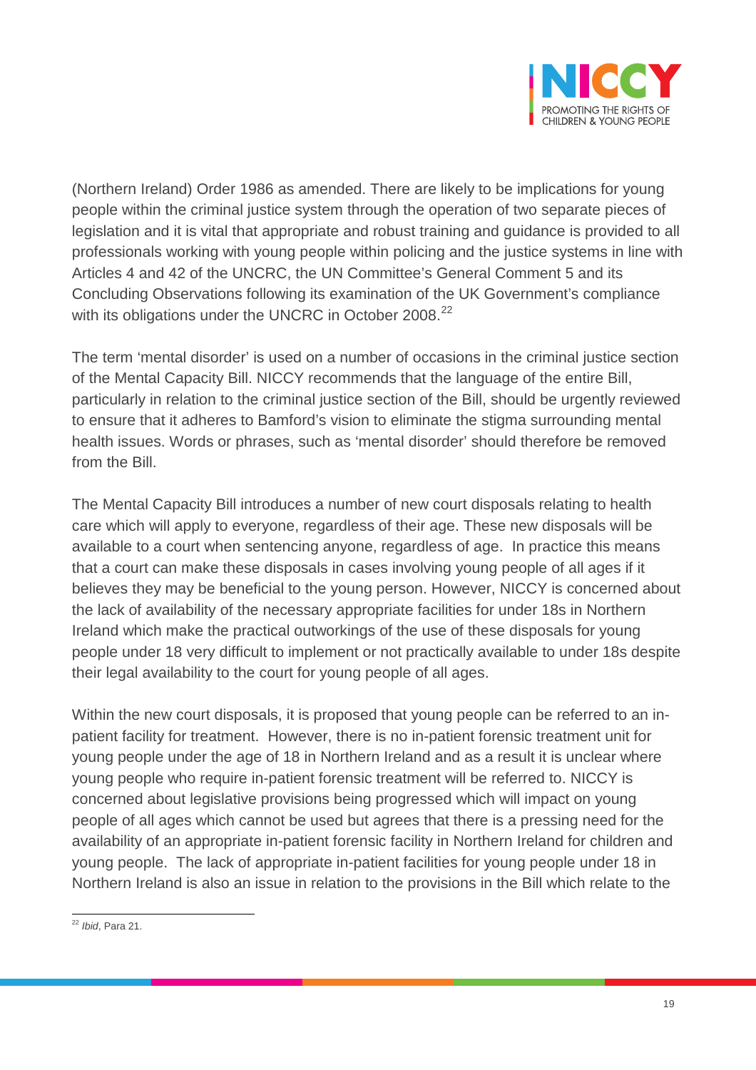(Northern Ireland) Order 1986 as amended. There are likely to be implications for young people within the criminal justice system through the operation of two separate pieces of legislation and it is vital that appropriate and robust training and guidance is provided to all professionals working with young people within policing and the justice systems in line with Articles 4 and 42 of the UNCRC, the UN Committee's General Comment 5 and its Concluding Observations following its examination of the UK Government's compliance with its obligations under the UNCRC in October 2008.[22]

The term 'mental disorder' is used on a number of occasions in the criminal justice section of the Mental Capacity Bill. NICCY recommends that the language of the entire Bill, particularly in relation to the criminal justice section of the Bill, should be urgently reviewed to ensure that it adheres to Bamford's vision to eliminate the stigma surrounding mental health issues. Words or phrases, such as 'mental disorder' should therefore be removed from the Bill.

The Mental Capacity Bill introduces a number of new court disposals relating to health care which will apply to everyone, regardless of their age. These new disposals will be available to a court when sentencing anyone, regardless of age. In practice this means that a court can make these disposals in cases involving young people of all ages if it believes they may be beneficial to the young person. However, NICCY is concerned about the lack of availability of the necessary appropriate facilities for under 18s in Northern Ireland which make the practical outworkings of the use of these disposals for young people under 18 very difficult to implement or not practically available to under 18s despite their legal availability to the court for young people of all ages.

Within the new court disposals, it is proposed that young people can be referred to an in-patient facility for treatment. However, there is no in-patient forensic treatment unit for young people under the age of 18 in Northern Ireland and as a result it is unclear where young people who require in-patient forensic treatment will be referred to. NICCY is concerned about legislative provisions being progressed which will impact on young people of all ages which cannot be used but agrees that there is a pressing need for the availability of an appropriate in-patient forensic facility in Northern Ireland for children and young people. The lack of appropriate in-patient facilities for young people under 18 in Northern Ireland is also an issue in relation to the provisions in the Bill which relate to the

[22] *Ibid*, Para 21.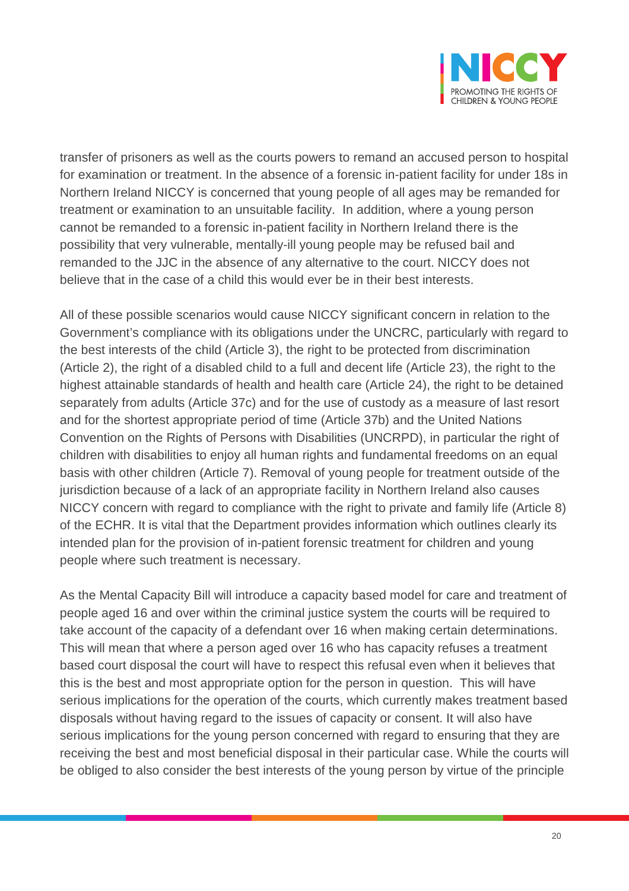transfer of prisoners as well as the courts powers to remand an accused person to hospital for examination or treatment. In the absence of a forensic in-patient facility for under 18s in Northern Ireland NICCY is concerned that young people of all ages may be remanded for treatment or examination to an unsuitable facility. In addition, where a young person cannot be remanded to a forensic in-patient facility in Northern Ireland there is the possibility that very vulnerable, mentally-ill young people may be refused bail and remanded to the JJC in the absence of any alternative to the court. NICCY does not believe that in the case of a child this would ever be in their best interests.

All of these possible scenarios would cause NICCY significant concern in relation to the Government's compliance with its obligations under the UNCRC, particularly with regard to the best interests of the child (Article 3), the right to be protected from discrimination (Article 2), the right of a disabled child to a full and decent life (Article 23), the right to the highest attainable standards of health and health care (Article 24), the right to be detained separately from adults (Article 37c) and for the use of custody as a measure of last resort and for the shortest appropriate period of time (Article 37b) and the United Nations Convention on the Rights of Persons with Disabilities (UNCRPD), in particular the right of children with disabilities to enjoy all human rights and fundamental freedoms on an equal basis with other children (Article 7). Removal of young people for treatment outside of the jurisdiction because of a lack of an appropriate facility in Northern Ireland also causes NICCY concern with regard to compliance with the right to private and family life (Article 8) of the ECHR. It is vital that the Department provides information which outlines clearly its intended plan for the provision of in-patient forensic treatment for children and young people where such treatment is necessary.

As the Mental Capacity Bill will introduce a capacity based model for care and treatment of people aged 16 and over within the criminal justice system the courts will be required to take account of the capacity of a defendant over 16 when making certain determinations. This will mean that where a person aged over 16 who has capacity refuses a treatment based court disposal the court will have to respect this refusal even when it believes that this is the best and most appropriate option for the person in question. This will have serious implications for the operation of the courts, which currently makes treatment based disposals without having regard to the issues of capacity or consent. It will also have serious implications for the young person concerned with regard to ensuring that they are receiving the best and most beneficial disposal in their particular case. While the courts will be obliged to also consider the best interests of the young person by virtue of the principle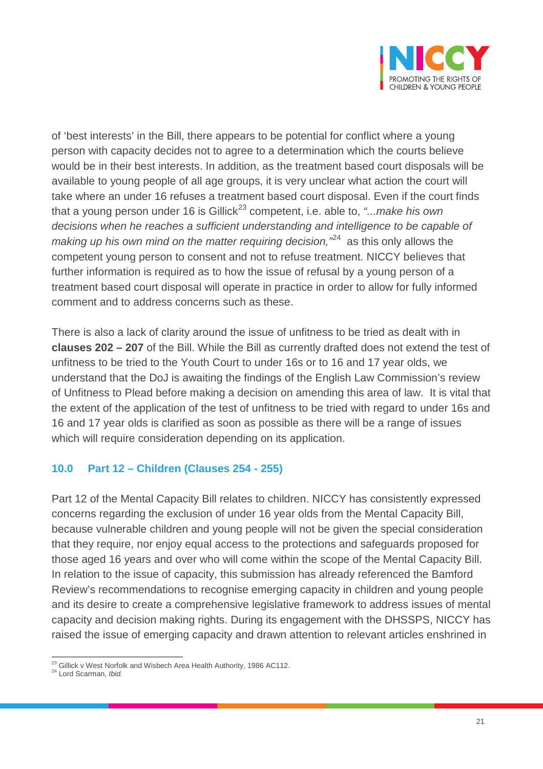of 'best interests' in the Bill, there appears to be potential for conflict where a young person with capacity decides not to agree to a determination which the courts believe would be in their best interests. In addition, as the treatment based court disposals will be available to young people of all age groups, it is very unclear what action the court will take where an under 16 refuses a treatment based court disposal. Even if the court finds that a young person under 16 is Gillick[23] competent, i.e. able to, *"...make his own decisions when he reaches a sufficient understanding and intelligence to be capable of making up his own mind on the matter requiring decision,"*[24] as this only allows the competent young person to consent and not to refuse treatment. NICCY believes that further information is required as to how the issue of refusal by a young person of a treatment based court disposal will operate in practice in order to allow for fully informed comment and to address concerns such as these.

There is also a lack of clarity around the issue of unfitness to be tried as dealt with in **clauses 202 – 207** of the Bill. While the Bill as currently drafted does not extend the test of unfitness to be tried to the Youth Court to under 16s or to 16 and 17 year olds, we understand that the DoJ is awaiting the findings of the English Law Commission's review of Unfitness to Plead before making a decision on amending this area of law. It is vital that the extent of the application of the test of unfitness to be tried with regard to under 16s and 16 and 17 year olds is clarified as soon as possible as there will be a range of issues which will require consideration depending on its application.

## 10.0 Part 12 – Children (Clauses 254 - 255)

Part 12 of the Mental Capacity Bill relates to children. NICCY has consistently expressed concerns regarding the exclusion of under 16 year olds from the Mental Capacity Bill, because vulnerable children and young people will not be given the special consideration that they require, nor enjoy equal access to the protections and safeguards proposed for those aged 16 years and over who will come within the scope of the Mental Capacity Bill. In relation to the issue of capacity, this submission has already referenced the Bamford Review's recommendations to recognise emerging capacity in children and young people and its desire to create a comprehensive legislative framework to address issues of mental capacity and decision making rights. During its engagement with the DHSSPS, NICCY has raised the issue of emerging capacity and drawn attention to relevant articles enshrined in

[23] Gillick v West Norfolk and Wisbech Area Health Authority, 1986 AC112.
[24] Lord Scarman, *Ibid.*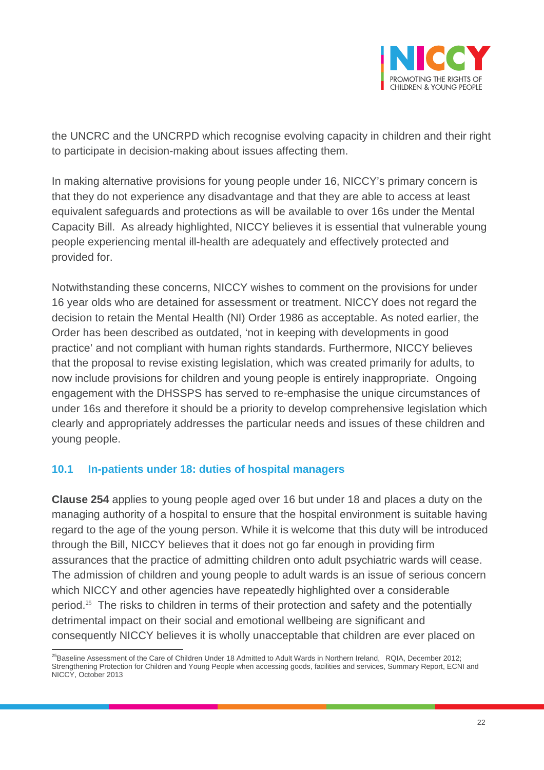the UNCRC and the UNCRPD which recognise evolving capacity in children and their right to participate in decision-making about issues affecting them.

In making alternative provisions for young people under 16, NICCY's primary concern is that they do not experience any disadvantage and that they are able to access at least equivalent safeguards and protections as will be available to over 16s under the Mental Capacity Bill. As already highlighted, NICCY believes it is essential that vulnerable young people experiencing mental ill-health are adequately and effectively protected and provided for.

Notwithstanding these concerns, NICCY wishes to comment on the provisions for under 16 year olds who are detained for assessment or treatment. NICCY does not regard the decision to retain the Mental Health (NI) Order 1986 as acceptable. As noted earlier, the Order has been described as outdated, 'not in keeping with developments in good practice' and not compliant with human rights standards. Furthermore, NICCY believes that the proposal to revise existing legislation, which was created primarily for adults, to now include provisions for children and young people is entirely inappropriate. Ongoing engagement with the DHSSPS has served to re-emphasise the unique circumstances of under 16s and therefore it should be a priority to develop comprehensive legislation which clearly and appropriately addresses the particular needs and issues of these children and young people.

### 10.1 In-patients under 18: duties of hospital managers

**Clause 254** applies to young people aged over 16 but under 18 and places a duty on the managing authority of a hospital to ensure that the hospital environment is suitable having regard to the age of the young person. While it is welcome that this duty will be introduced through the Bill, NICCY believes that it does not go far enough in providing firm assurances that the practice of admitting children onto adult psychiatric wards will cease. The admission of children and young people to adult wards is an issue of serious concern which NICCY and other agencies have repeatedly highlighted over a considerable period.[25] The risks to children in terms of their protection and safety and the potentially detrimental impact on their social and emotional wellbeing are significant and consequently NICCY believes it is wholly unacceptable that children are ever placed on

[25] Baseline Assessment of the Care of Children Under 18 Admitted to Adult Wards in Northern Ireland, RQIA, December 2012; Strengthening Protection for Children and Young People when accessing goods, facilities and services, Summary Report, ECNI and NICCY, October 2013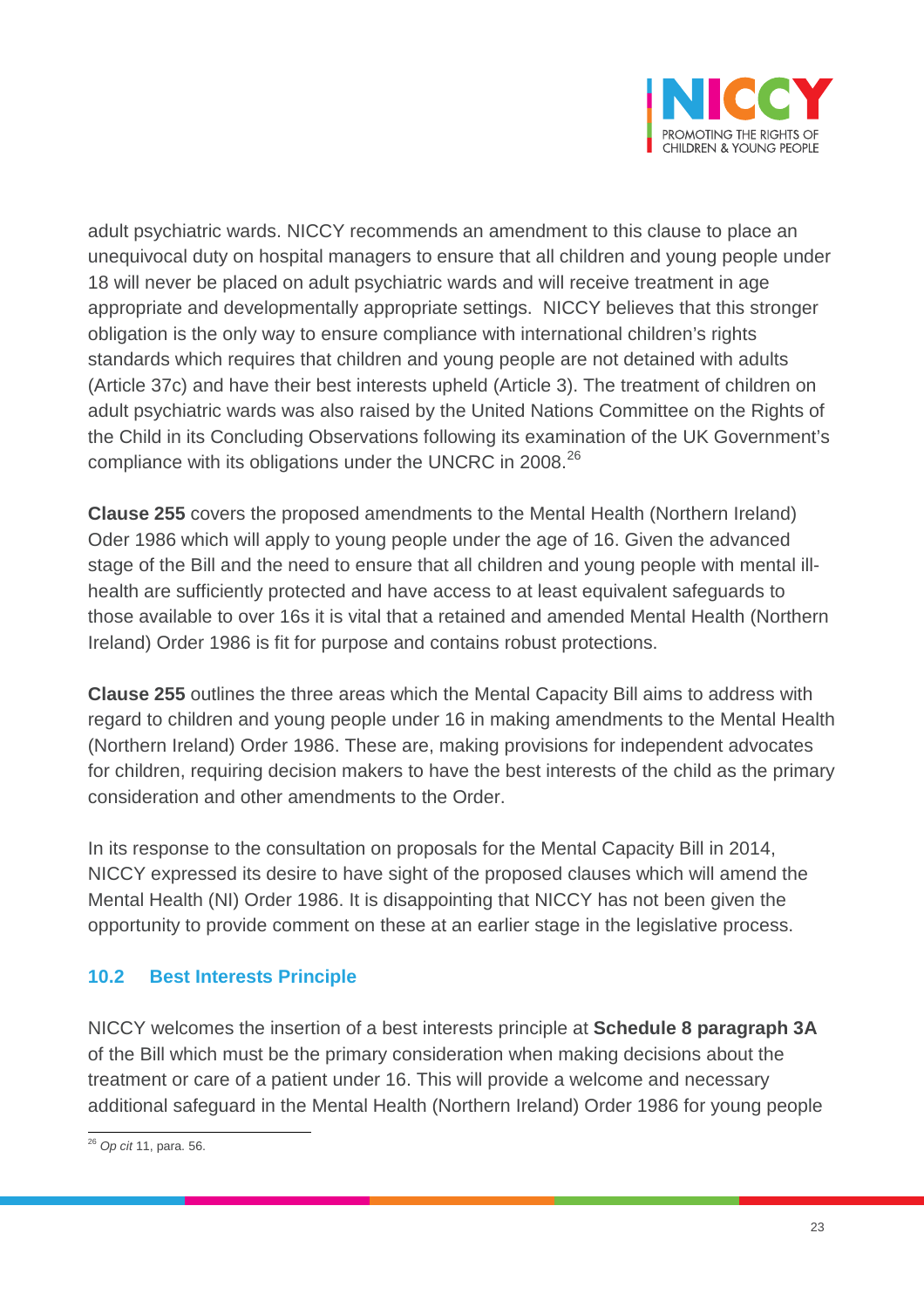adult psychiatric wards. NICCY recommends an amendment to this clause to place an unequivocal duty on hospital managers to ensure that all children and young people under 18 will never be placed on adult psychiatric wards and will receive treatment in age appropriate and developmentally appropriate settings. NICCY believes that this stronger obligation is the only way to ensure compliance with international children's rights standards which requires that children and young people are not detained with adults (Article 37c) and have their best interests upheld (Article 3). The treatment of children on adult psychiatric wards was also raised by the United Nations Committee on the Rights of the Child in its Concluding Observations following its examination of the UK Government's compliance with its obligations under the UNCRC in 2008.[26]

**Clause 255** covers the proposed amendments to the Mental Health (Northern Ireland) Oder 1986 which will apply to young people under the age of 16. Given the advanced stage of the Bill and the need to ensure that all children and young people with mental ill-health are sufficiently protected and have access to at least equivalent safeguards to those available to over 16s it is vital that a retained and amended Mental Health (Northern Ireland) Order 1986 is fit for purpose and contains robust protections.

**Clause 255** outlines the three areas which the Mental Capacity Bill aims to address with regard to children and young people under 16 in making amendments to the Mental Health (Northern Ireland) Order 1986. These are, making provisions for independent advocates for children, requiring decision makers to have the best interests of the child as the primary consideration and other amendments to the Order.

In its response to the consultation on proposals for the Mental Capacity Bill in 2014, NICCY expressed its desire to have sight of the proposed clauses which will amend the Mental Health (NI) Order 1986. It is disappointing that NICCY has not been given the opportunity to provide comment on these at an earlier stage in the legislative process.

### 10.2 Best Interests Principle

NICCY welcomes the insertion of a best interests principle at **Schedule 8 paragraph 3A** of the Bill which must be the primary consideration when making decisions about the treatment or care of a patient under 16. This will provide a welcome and necessary additional safeguard in the Mental Health (Northern Ireland) Order 1986 for young people

---

[26] *Op cit* 11, para. 56.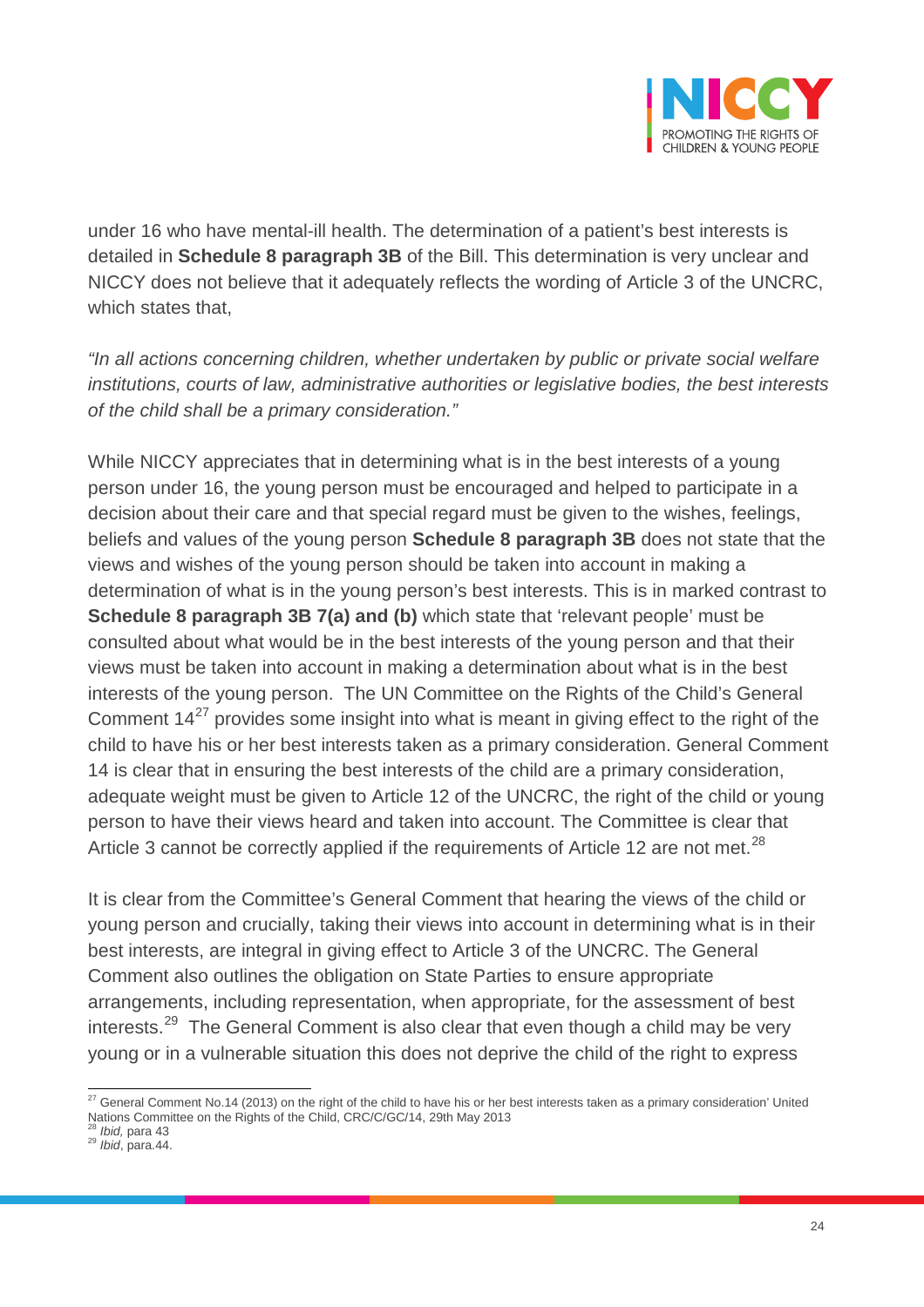under 16 who have mental-ill health. The determination of a patient's best interests is detailed in **Schedule 8 paragraph 3B** of the Bill. This determination is very unclear and NICCY does not believe that it adequately reflects the wording of Article 3 of the UNCRC, which states that,

*"In all actions concerning children, whether undertaken by public or private social welfare institutions, courts of law, administrative authorities or legislative bodies, the best interests of the child shall be a primary consideration."*

While NICCY appreciates that in determining what is in the best interests of a young person under 16, the young person must be encouraged and helped to participate in a decision about their care and that special regard must be given to the wishes, feelings, beliefs and values of the young person **Schedule 8 paragraph 3B** does not state that the views and wishes of the young person should be taken into account in making a determination of what is in the young person's best interests. This is in marked contrast to **Schedule 8 paragraph 3B 7(a) and (b)** which state that 'relevant people' must be consulted about what would be in the best interests of the young person and that their views must be taken into account in making a determination about what is in the best interests of the young person. The UN Committee on the Rights of the Child's General Comment 14[27] provides some insight into what is meant in giving effect to the right of the child to have his or her best interests taken as a primary consideration. General Comment 14 is clear that in ensuring the best interests of the child are a primary consideration, adequate weight must be given to Article 12 of the UNCRC, the right of the child or young person to have their views heard and taken into account. The Committee is clear that Article 3 cannot be correctly applied if the requirements of Article 12 are not met.[28]

It is clear from the Committee's General Comment that hearing the views of the child or young person and crucially, taking their views into account in determining what is in their best interests, are integral in giving effect to Article 3 of the UNCRC. The General Comment also outlines the obligation on State Parties to ensure appropriate arrangements, including representation, when appropriate, for the assessment of best interests.[29] The General Comment is also clear that even though a child may be very young or in a vulnerable situation this does not deprive the child of the right to express

---

[27] General Comment No.14 (2013) on the right of the child to have his or her best interests taken as a primary consideration' United Nations Committee on the Rights of the Child, CRC/C/GC/14, 29th May 2013

[28] *Ibid,* para 43

[29] *Ibid*, para.44.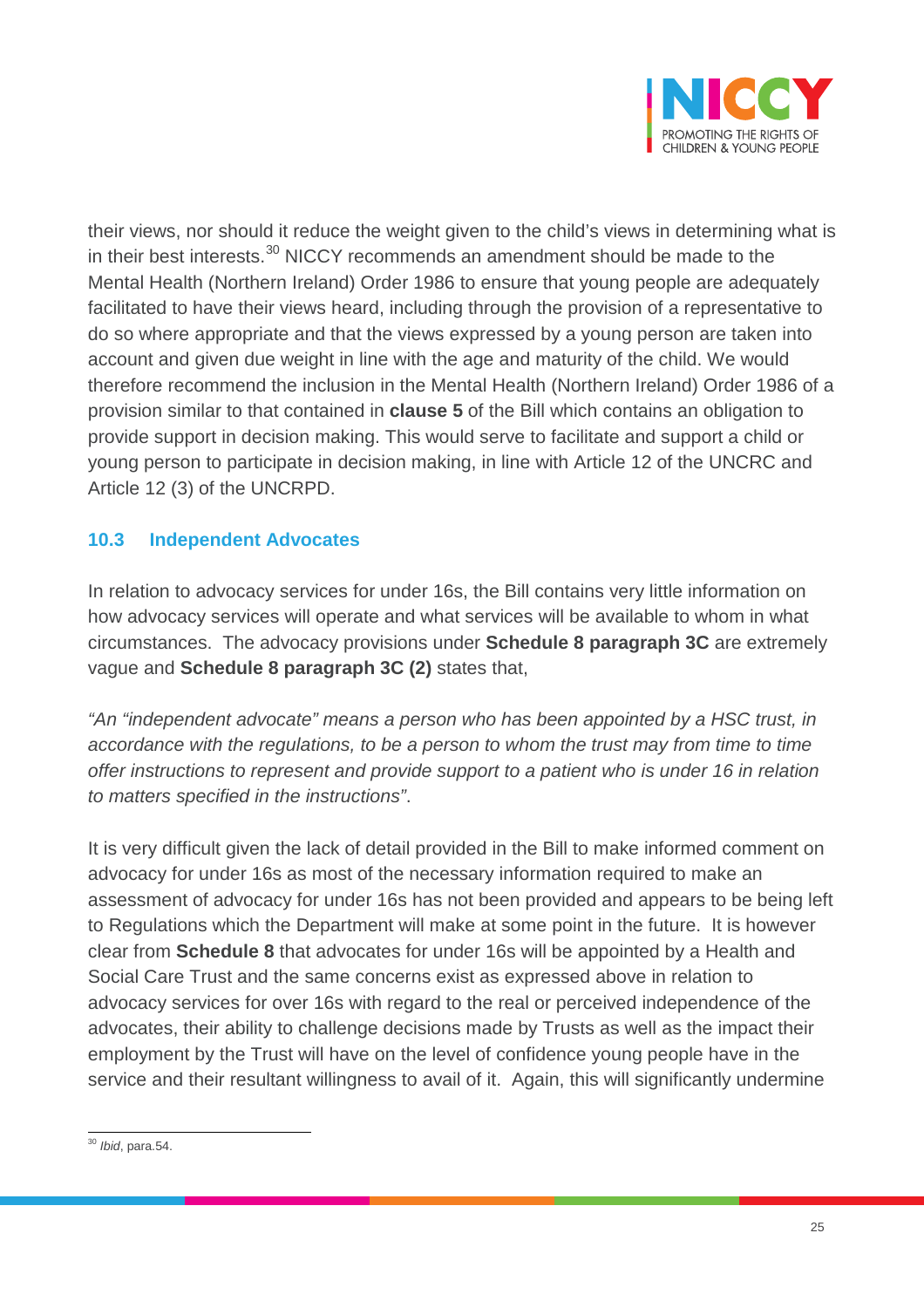their views, nor should it reduce the weight given to the child's views in determining what is in their best interests.[30] NICCY recommends an amendment should be made to the Mental Health (Northern Ireland) Order 1986 to ensure that young people are adequately facilitated to have their views heard, including through the provision of a representative to do so where appropriate and that the views expressed by a young person are taken into account and given due weight in line with the age and maturity of the child. We would therefore recommend the inclusion in the Mental Health (Northern Ireland) Order 1986 of a provision similar to that contained in **clause 5** of the Bill which contains an obligation to provide support in decision making. This would serve to facilitate and support a child or young person to participate in decision making, in line with Article 12 of the UNCRC and Article 12 (3) of the UNCRPD.

### 10.3 Independent Advocates

In relation to advocacy services for under 16s, the Bill contains very little information on how advocacy services will operate and what services will be available to whom in what circumstances. The advocacy provisions under **Schedule 8 paragraph 3C** are extremely vague and **Schedule 8 paragraph 3C (2)** states that,

*"An "independent advocate" means a person who has been appointed by a HSC trust, in accordance with the regulations, to be a person to whom the trust may from time to time offer instructions to represent and provide support to a patient who is under 16 in relation to matters specified in the instructions"*.

It is very difficult given the lack of detail provided in the Bill to make informed comment on advocacy for under 16s as most of the necessary information required to make an assessment of advocacy for under 16s has not been provided and appears to be being left to Regulations which the Department will make at some point in the future. It is however clear from **Schedule 8** that advocates for under 16s will be appointed by a Health and Social Care Trust and the same concerns exist as expressed above in relation to advocacy services for over 16s with regard to the real or perceived independence of the advocates, their ability to challenge decisions made by Trusts as well as the impact their employment by the Trust will have on the level of confidence young people have in the service and their resultant willingness to avail of it. Again, this will significantly undermine

[30] *Ibid*, para.54.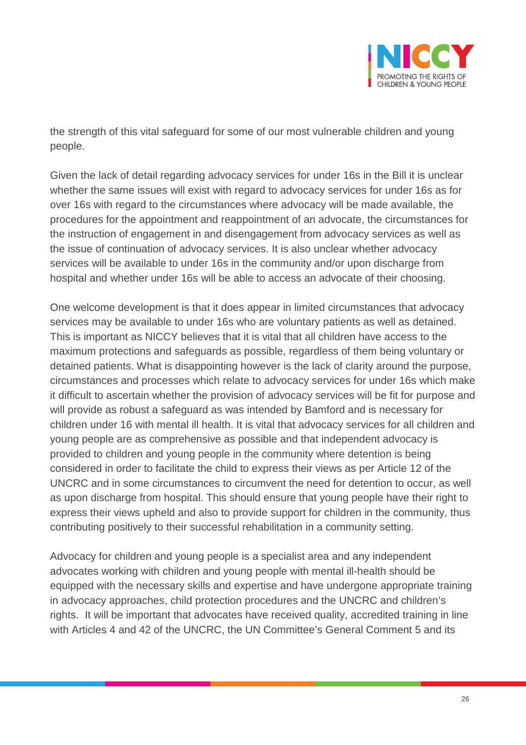the strength of this vital safeguard for some of our most vulnerable children and young people.

Given the lack of detail regarding advocacy services for under 16s in the Bill it is unclear whether the same issues will exist with regard to advocacy services for under 16s as for over 16s with regard to the circumstances where advocacy will be made available, the procedures for the appointment and reappointment of an advocate, the circumstances for the instruction of engagement in and disengagement from advocacy services as well as the issue of continuation of advocacy services. It is also unclear whether advocacy services will be available to under 16s in the community and/or upon discharge from hospital and whether under 16s will be able to access an advocate of their choosing.

One welcome development is that it does appear in limited circumstances that advocacy services may be available to under 16s who are voluntary patients as well as detained. This is important as NICCY believes that it is vital that all children have access to the maximum protections and safeguards as possible, regardless of them being voluntary or detained patients. What is disappointing however is the lack of clarity around the purpose, circumstances and processes which relate to advocacy services for under 16s which make it difficult to ascertain whether the provision of advocacy services will be fit for purpose and will provide as robust a safeguard as was intended by Bamford and is necessary for children under 16 with mental ill health. It is vital that advocacy services for all children and young people are as comprehensive as possible and that independent advocacy is provided to children and young people in the community where detention is being considered in order to facilitate the child to express their views as per Article 12 of the UNCRC and in some circumstances to circumvent the need for detention to occur, as well as upon discharge from hospital. This should ensure that young people have their right to express their views upheld and also to provide support for children in the community, thus contributing positively to their successful rehabilitation in a community setting.

Advocacy for children and young people is a specialist area and any independent advocates working with children and young people with mental ill-health should be equipped with the necessary skills and expertise and have undergone appropriate training in advocacy approaches, child protection procedures and the UNCRC and children's rights. It will be important that advocates have received quality, accredited training in line with Articles 4 and 42 of the UNCRC, the UN Committee's General Comment 5 and its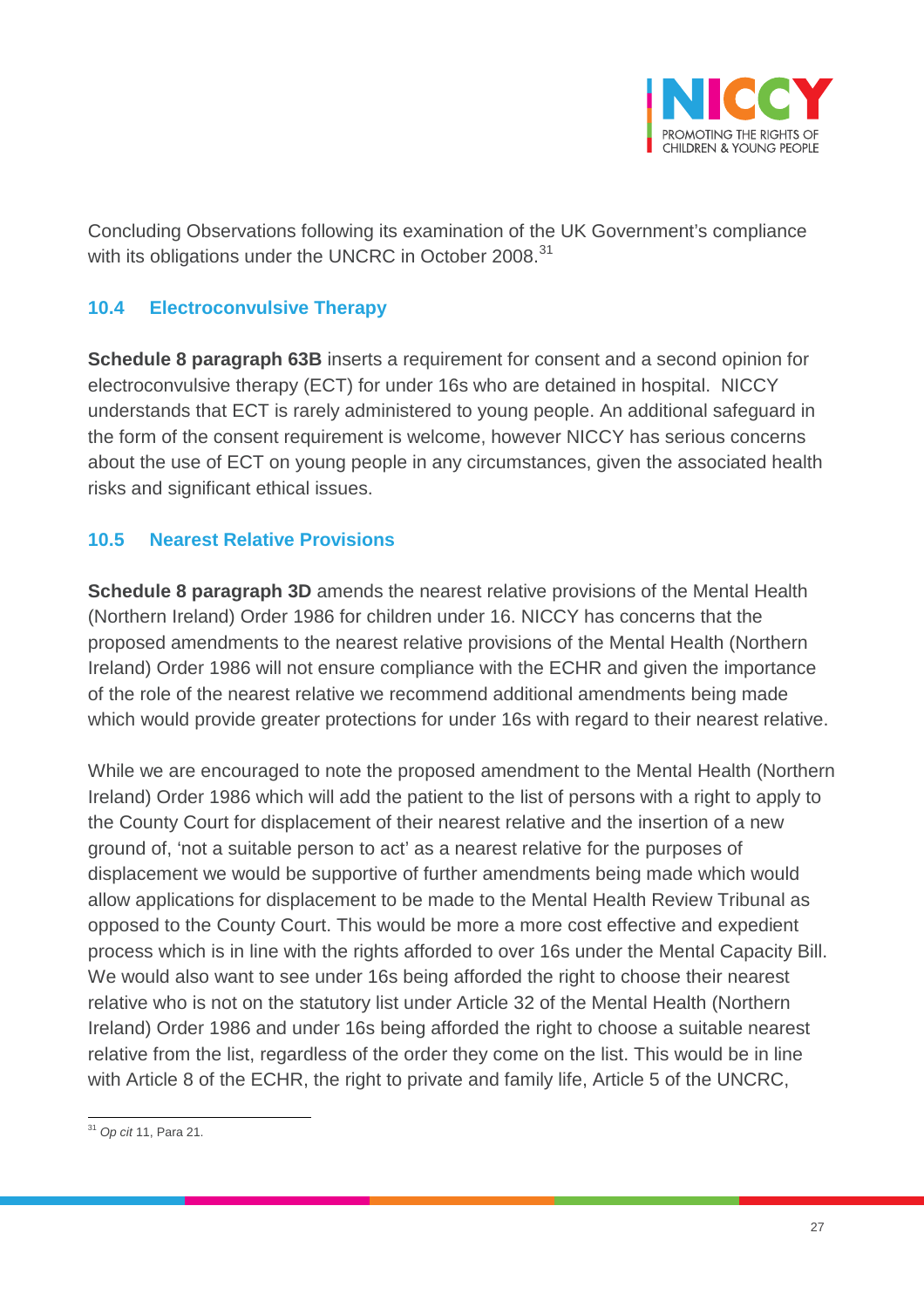Concluding Observations following its examination of the UK Government's compliance with its obligations under the UNCRC in October 2008.[31]

## 10.4 Electroconvulsive Therapy

**Schedule 8 paragraph 63B** inserts a requirement for consent and a second opinion for electroconvulsive therapy (ECT) for under 16s who are detained in hospital. NICCY understands that ECT is rarely administered to young people. An additional safeguard in the form of the consent requirement is welcome, however NICCY has serious concerns about the use of ECT on young people in any circumstances, given the associated health risks and significant ethical issues.

## 10.5 Nearest Relative Provisions

**Schedule 8 paragraph 3D** amends the nearest relative provisions of the Mental Health (Northern Ireland) Order 1986 for children under 16. NICCY has concerns that the proposed amendments to the nearest relative provisions of the Mental Health (Northern Ireland) Order 1986 will not ensure compliance with the ECHR and given the importance of the role of the nearest relative we recommend additional amendments being made which would provide greater protections for under 16s with regard to their nearest relative.

While we are encouraged to note the proposed amendment to the Mental Health (Northern Ireland) Order 1986 which will add the patient to the list of persons with a right to apply to the County Court for displacement of their nearest relative and the insertion of a new ground of, 'not a suitable person to act' as a nearest relative for the purposes of displacement we would be supportive of further amendments being made which would allow applications for displacement to be made to the Mental Health Review Tribunal as opposed to the County Court. This would be more a more cost effective and expedient process which is in line with the rights afforded to over 16s under the Mental Capacity Bill. We would also want to see under 16s being afforded the right to choose their nearest relative who is not on the statutory list under Article 32 of the Mental Health (Northern Ireland) Order 1986 and under 16s being afforded the right to choose a suitable nearest relative from the list, regardless of the order they come on the list. This would be in line with Article 8 of the ECHR, the right to private and family life, Article 5 of the UNCRC,

---

[31] *Op cit* 11, Para 21.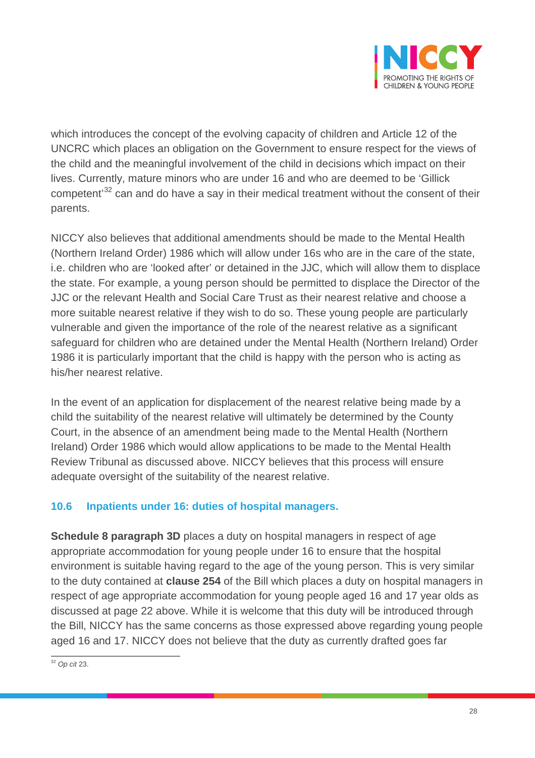which introduces the concept of the evolving capacity of children and Article 12 of the UNCRC which places an obligation on the Government to ensure respect for the views of the child and the meaningful involvement of the child in decisions which impact on their lives. Currently, mature minors who are under 16 and who are deemed to be 'Gillick competent'[32] can and do have a say in their medical treatment without the consent of their parents.

NICCY also believes that additional amendments should be made to the Mental Health (Northern Ireland Order) 1986 which will allow under 16s who are in the care of the state, i.e. children who are 'looked after' or detained in the JJC, which will allow them to displace the state. For example, a young person should be permitted to displace the Director of the JJC or the relevant Health and Social Care Trust as their nearest relative and choose a more suitable nearest relative if they wish to do so. These young people are particularly vulnerable and given the importance of the role of the nearest relative as a significant safeguard for children who are detained under the Mental Health (Northern Ireland) Order 1986 it is particularly important that the child is happy with the person who is acting as his/her nearest relative.

In the event of an application for displacement of the nearest relative being made by a child the suitability of the nearest relative will ultimately be determined by the County Court, in the absence of an amendment being made to the Mental Health (Northern Ireland) Order 1986 which would allow applications to be made to the Mental Health Review Tribunal as discussed above. NICCY believes that this process will ensure adequate oversight of the suitability of the nearest relative.

### 10.6 Inpatients under 16: duties of hospital managers.

**Schedule 8 paragraph 3D** places a duty on hospital managers in respect of age appropriate accommodation for young people under 16 to ensure that the hospital environment is suitable having regard to the age of the young person. This is very similar to the duty contained at **clause 254** of the Bill which places a duty on hospital managers in respect of age appropriate accommodation for young people aged 16 and 17 year olds as discussed at page 22 above. While it is welcome that this duty will be introduced through the Bill, NICCY has the same concerns as those expressed above regarding young people aged 16 and 17. NICCY does not believe that the duty as currently drafted goes far

[32] *Op cit* 23.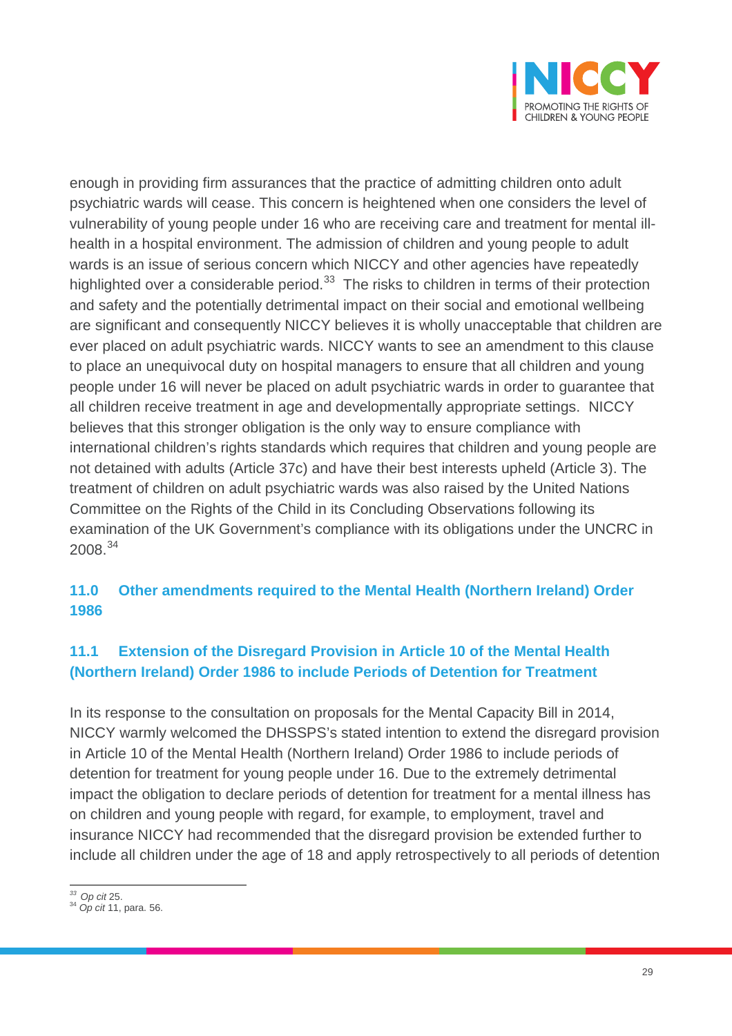enough in providing firm assurances that the practice of admitting children onto adult psychiatric wards will cease. This concern is heightened when one considers the level of vulnerability of young people under 16 who are receiving care and treatment for mental ill-health in a hospital environment. The admission of children and young people to adult wards is an issue of serious concern which NICCY and other agencies have repeatedly highlighted over a considerable period.[33] The risks to children in terms of their protection and safety and the potentially detrimental impact on their social and emotional wellbeing are significant and consequently NICCY believes it is wholly unacceptable that children are ever placed on adult psychiatric wards. NICCY wants to see an amendment to this clause to place an unequivocal duty on hospital managers to ensure that all children and young people under 16 will never be placed on adult psychiatric wards in order to guarantee that all children receive treatment in age and developmentally appropriate settings. NICCY believes that this stronger obligation is the only way to ensure compliance with international children's rights standards which requires that children and young people are not detained with adults (Article 37c) and have their best interests upheld (Article 3). The treatment of children on adult psychiatric wards was also raised by the United Nations Committee on the Rights of the Child in its Concluding Observations following its examination of the UK Government's compliance with its obligations under the UNCRC in 2008.[34]

## 11.0 Other amendments required to the Mental Health (Northern Ireland) Order 1986

### 11.1 Extension of the Disregard Provision in Article 10 of the Mental Health (Northern Ireland) Order 1986 to include Periods of Detention for Treatment

In its response to the consultation on proposals for the Mental Capacity Bill in 2014, NICCY warmly welcomed the DHSSPS's stated intention to extend the disregard provision in Article 10 of the Mental Health (Northern Ireland) Order 1986 to include periods of detention for treatment for young people under 16. Due to the extremely detrimental impact the obligation to declare periods of detention for treatment for a mental illness has on children and young people with regard, for example, to employment, travel and insurance NICCY had recommended that the disregard provision be extended further to include all children under the age of 18 and apply retrospectively to all periods of detention

---

[33] *Op cit* 25.

[34] *Op cit* 11, para. 56.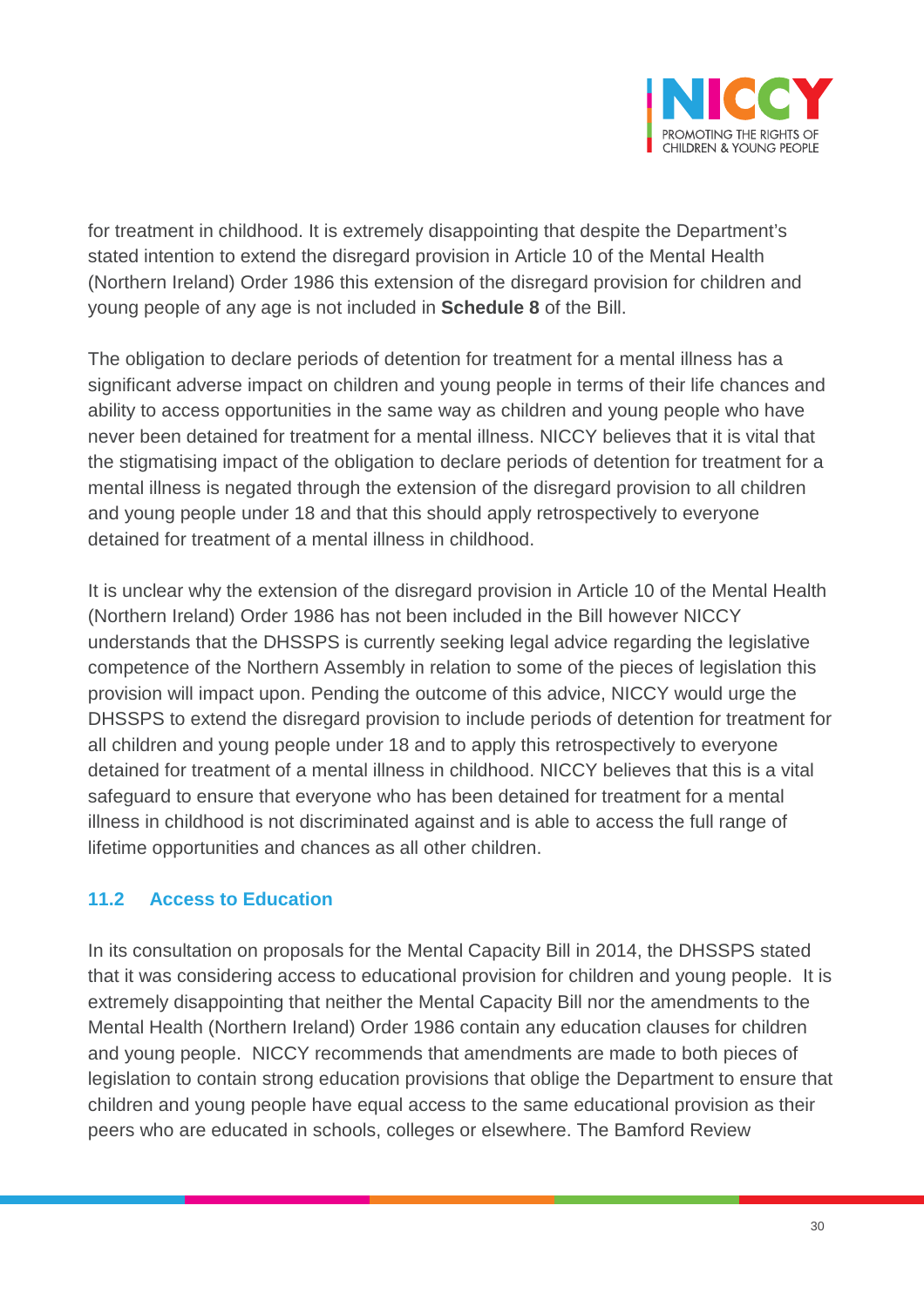for treatment in childhood. It is extremely disappointing that despite the Department's stated intention to extend the disregard provision in Article 10 of the Mental Health (Northern Ireland) Order 1986 this extension of the disregard provision for children and young people of any age is not included in **Schedule 8** of the Bill.

The obligation to declare periods of detention for treatment for a mental illness has a significant adverse impact on children and young people in terms of their life chances and ability to access opportunities in the same way as children and young people who have never been detained for treatment for a mental illness. NICCY believes that it is vital that the stigmatising impact of the obligation to declare periods of detention for treatment for a mental illness is negated through the extension of the disregard provision to all children and young people under 18 and that this should apply retrospectively to everyone detained for treatment of a mental illness in childhood.

It is unclear why the extension of the disregard provision in Article 10 of the Mental Health (Northern Ireland) Order 1986 has not been included in the Bill however NICCY understands that the DHSSPS is currently seeking legal advice regarding the legislative competence of the Northern Assembly in relation to some of the pieces of legislation this provision will impact upon. Pending the outcome of this advice, NICCY would urge the DHSSPS to extend the disregard provision to include periods of detention for treatment for all children and young people under 18 and to apply this retrospectively to everyone detained for treatment of a mental illness in childhood. NICCY believes that this is a vital safeguard to ensure that everyone who has been detained for treatment for a mental illness in childhood is not discriminated against and is able to access the full range of lifetime opportunities and chances as all other children.

### 11.2 Access to Education

In its consultation on proposals for the Mental Capacity Bill in 2014, the DHSSPS stated that it was considering access to educational provision for children and young people. It is extremely disappointing that neither the Mental Capacity Bill nor the amendments to the Mental Health (Northern Ireland) Order 1986 contain any education clauses for children and young people. NICCY recommends that amendments are made to both pieces of legislation to contain strong education provisions that oblige the Department to ensure that children and young people have equal access to the same educational provision as their peers who are educated in schools, colleges or elsewhere. The Bamford Review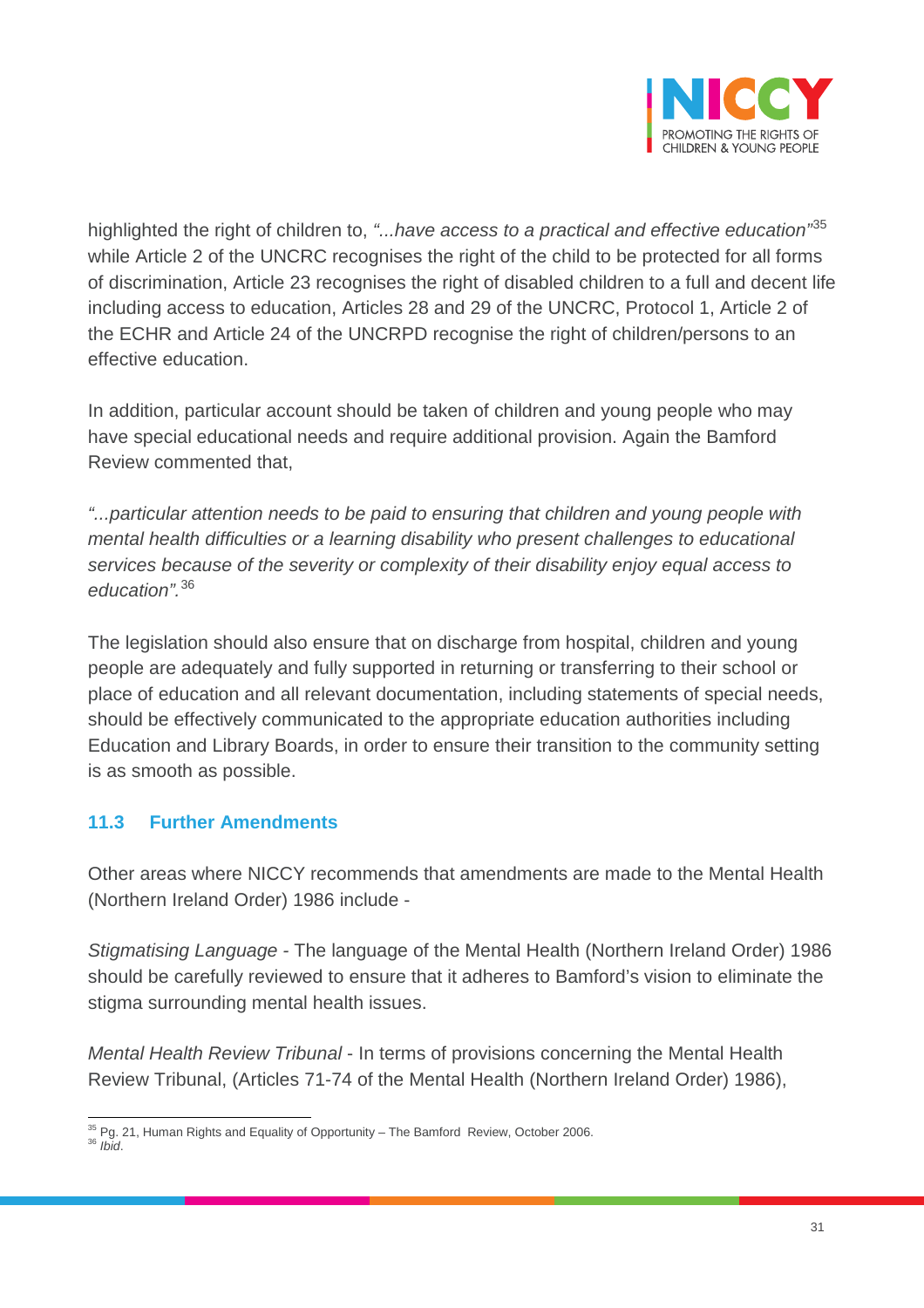highlighted the right of children to, *"...have access to a practical and effective education"*[35] while Article 2 of the UNCRC recognises the right of the child to be protected for all forms of discrimination, Article 23 recognises the right of disabled children to a full and decent life including access to education, Articles 28 and 29 of the UNCRC, Protocol 1, Article 2 of the ECHR and Article 24 of the UNCRPD recognise the right of children/persons to an effective education.

In addition, particular account should be taken of children and young people who may have special educational needs and require additional provision. Again the Bamford Review commented that,

*"...particular attention needs to be paid to ensuring that children and young people with mental health difficulties or a learning disability who present challenges to educational services because of the severity or complexity of their disability enjoy equal access to education".*[36]

The legislation should also ensure that on discharge from hospital, children and young people are adequately and fully supported in returning or transferring to their school or place of education and all relevant documentation, including statements of special needs, should be effectively communicated to the appropriate education authorities including Education and Library Boards, in order to ensure their transition to the community setting is as smooth as possible.

### 11.3 Further Amendments

Other areas where NICCY recommends that amendments are made to the Mental Health (Northern Ireland Order) 1986 include -

*Stigmatising Language* - The language of the Mental Health (Northern Ireland Order) 1986 should be carefully reviewed to ensure that it adheres to Bamford's vision to eliminate the stigma surrounding mental health issues.

*Mental Health Review Tribunal* - In terms of provisions concerning the Mental Health Review Tribunal, (Articles 71-74 of the Mental Health (Northern Ireland Order) 1986),

---

[35] Pg. 21, Human Rights and Equality of Opportunity – The Bamford Review, October 2006.
[36] *Ibid*.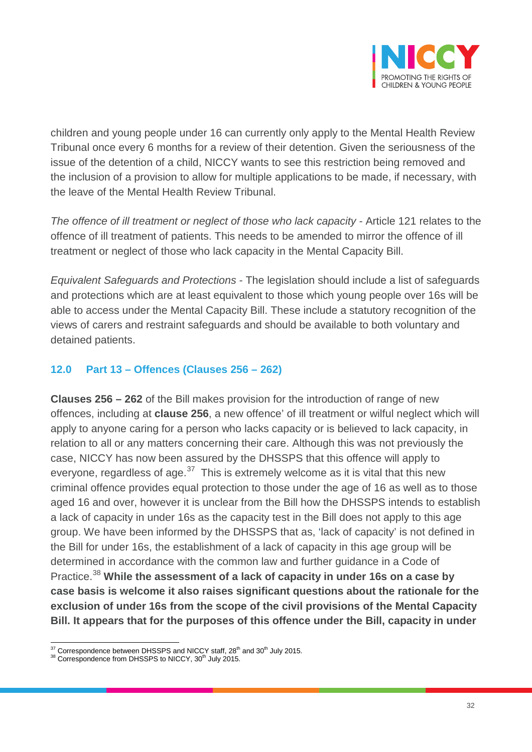children and young people under 16 can currently only apply to the Mental Health Review Tribunal once every 6 months for a review of their detention. Given the seriousness of the issue of the detention of a child, NICCY wants to see this restriction being removed and the inclusion of a provision to allow for multiple applications to be made, if necessary, with the leave of the Mental Health Review Tribunal.

*The offence of ill treatment or neglect of those who lack capacity* - Article 121 relates to the offence of ill treatment of patients. This needs to be amended to mirror the offence of ill treatment or neglect of those who lack capacity in the Mental Capacity Bill.

*Equivalent Safeguards and Protections* - The legislation should include a list of safeguards and protections which are at least equivalent to those which young people over 16s will be able to access under the Mental Capacity Bill. These include a statutory recognition of the views of carers and restraint safeguards and should be available to both voluntary and detained patients.

## 12.0 Part 13 – Offences (Clauses 256 – 262)

**Clauses 256 – 262** of the Bill makes provision for the introduction of range of new offences, including at **clause 256**, a new offence' of ill treatment or wilful neglect which will apply to anyone caring for a person who lacks capacity or is believed to lack capacity, in relation to all or any matters concerning their care. Although this was not previously the case, NICCY has now been assured by the DHSSPS that this offence will apply to everyone, regardless of age.[37] This is extremely welcome as it is vital that this new criminal offence provides equal protection to those under the age of 16 as well as to those aged 16 and over, however it is unclear from the Bill how the DHSSPS intends to establish a lack of capacity in under 16s as the capacity test in the Bill does not apply to this age group. We have been informed by the DHSSPS that as, 'lack of capacity' is not defined in the Bill for under 16s, the establishment of a lack of capacity in this age group will be determined in accordance with the common law and further guidance in a Code of Practice.[38] **While the assessment of a lack of capacity in under 16s on a case by case basis is welcome it also raises significant questions about the rationale for the exclusion of under 16s from the scope of the civil provisions of the Mental Capacity Bill. It appears that for the purposes of this offence under the Bill, capacity in under**

[37] Correspondence between DHSSPS and NICCY staff, 28th and 30th July 2015.
[38] Correspondence from DHSSPS to NICCY, 30th July 2015.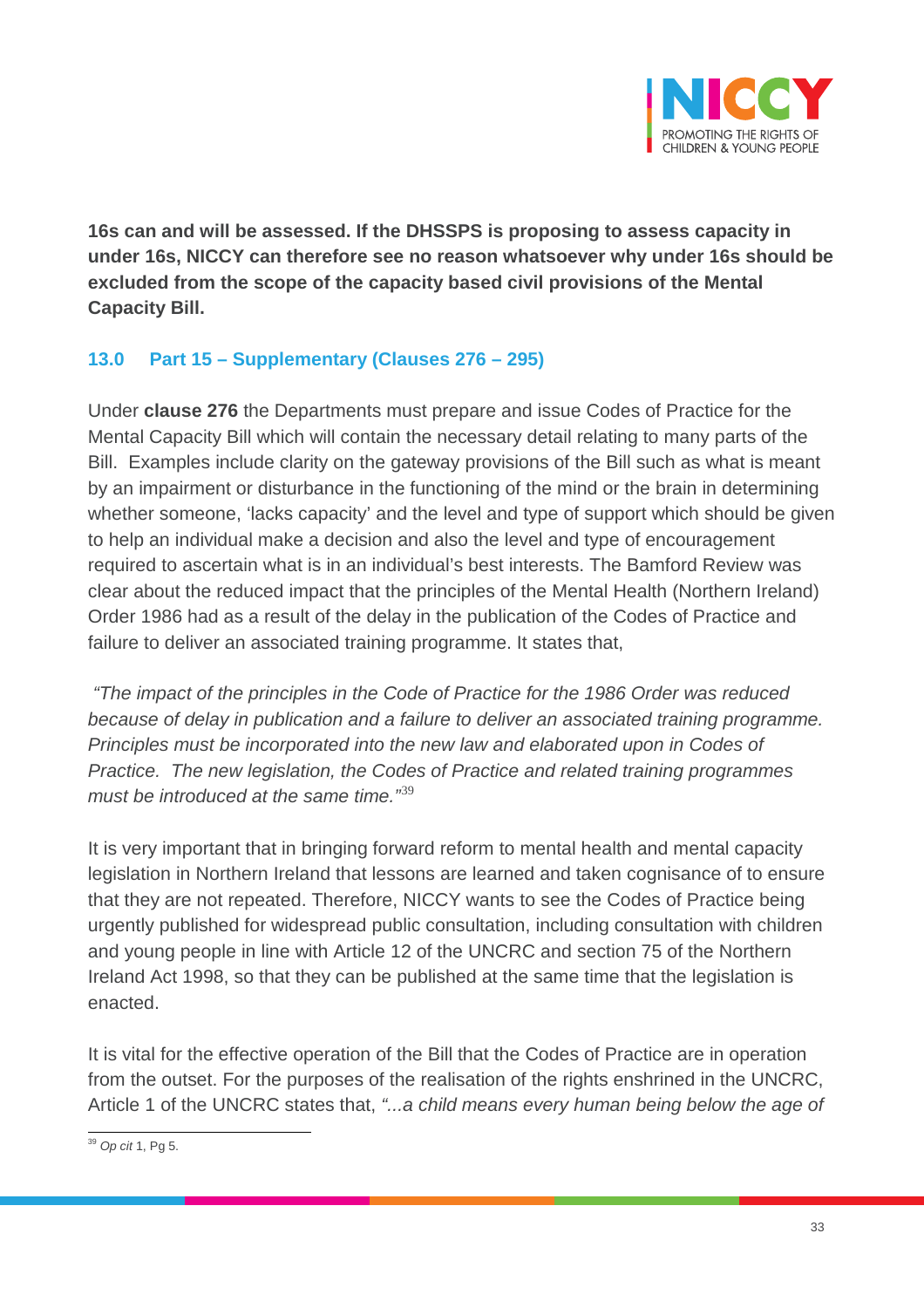**16s can and will be assessed. If the DHSSPS is proposing to assess capacity in under 16s, NICCY can therefore see no reason whatsoever why under 16s should be excluded from the scope of the capacity based civil provisions of the Mental Capacity Bill.**

## 13.0 Part 15 – Supplementary (Clauses 276 – 295)

Under **clause 276** the Departments must prepare and issue Codes of Practice for the Mental Capacity Bill which will contain the necessary detail relating to many parts of the Bill. Examples include clarity on the gateway provisions of the Bill such as what is meant by an impairment or disturbance in the functioning of the mind or the brain in determining whether someone, 'lacks capacity' and the level and type of support which should be given to help an individual make a decision and also the level and type of encouragement required to ascertain what is in an individual's best interests. The Bamford Review was clear about the reduced impact that the principles of the Mental Health (Northern Ireland) Order 1986 had as a result of the delay in the publication of the Codes of Practice and failure to deliver an associated training programme. It states that,

*"The impact of the principles in the Code of Practice for the 1986 Order was reduced because of delay in publication and a failure to deliver an associated training programme. Principles must be incorporated into the new law and elaborated upon in Codes of Practice. The new legislation, the Codes of Practice and related training programmes must be introduced at the same time."*[39]

It is very important that in bringing forward reform to mental health and mental capacity legislation in Northern Ireland that lessons are learned and taken cognisance of to ensure that they are not repeated. Therefore, NICCY wants to see the Codes of Practice being urgently published for widespread public consultation, including consultation with children and young people in line with Article 12 of the UNCRC and section 75 of the Northern Ireland Act 1998, so that they can be published at the same time that the legislation is enacted.

It is vital for the effective operation of the Bill that the Codes of Practice are in operation from the outset. For the purposes of the realisation of the rights enshrined in the UNCRC, Article 1 of the UNCRC states that, *"...a child means every human being below the age of*

---

[39] *Op cit* 1, Pg 5.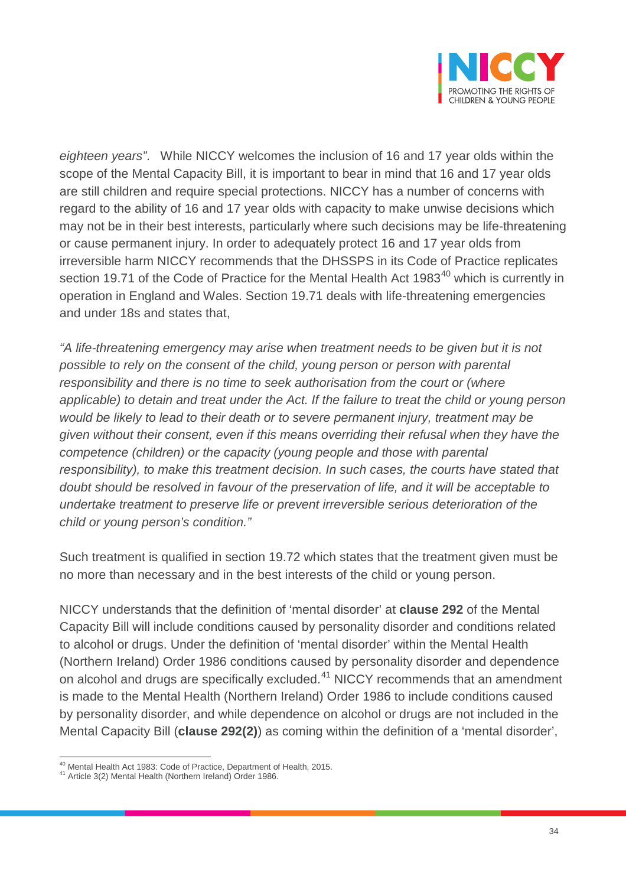*eighteen years"*. While NICCY welcomes the inclusion of 16 and 17 year olds within the scope of the Mental Capacity Bill, it is important to bear in mind that 16 and 17 year olds are still children and require special protections. NICCY has a number of concerns with regard to the ability of 16 and 17 year olds with capacity to make unwise decisions which may not be in their best interests, particularly where such decisions may be life-threatening or cause permanent injury. In order to adequately protect 16 and 17 year olds from irreversible harm NICCY recommends that the DHSSPS in its Code of Practice replicates section 19.71 of the Code of Practice for the Mental Health Act 1983[40] which is currently in operation in England and Wales. Section 19.71 deals with life-threatening emergencies and under 18s and states that,

*"A life-threatening emergency may arise when treatment needs to be given but it is not possible to rely on the consent of the child, young person or person with parental responsibility and there is no time to seek authorisation from the court or (where applicable) to detain and treat under the Act. If the failure to treat the child or young person would be likely to lead to their death or to severe permanent injury, treatment may be given without their consent, even if this means overriding their refusal when they have the competence (children) or the capacity (young people and those with parental responsibility), to make this treatment decision. In such cases, the courts have stated that doubt should be resolved in favour of the preservation of life, and it will be acceptable to undertake treatment to preserve life or prevent irreversible serious deterioration of the child or young person's condition."*

Such treatment is qualified in section 19.72 which states that the treatment given must be no more than necessary and in the best interests of the child or young person.

NICCY understands that the definition of 'mental disorder' at **clause 292** of the Mental Capacity Bill will include conditions caused by personality disorder and conditions related to alcohol or drugs. Under the definition of 'mental disorder' within the Mental Health (Northern Ireland) Order 1986 conditions caused by personality disorder and dependence on alcohol and drugs are specifically excluded.[41] NICCY recommends that an amendment is made to the Mental Health (Northern Ireland) Order 1986 to include conditions caused by personality disorder, and while dependence on alcohol or drugs are not included in the Mental Capacity Bill (**clause 292(2)**) as coming within the definition of a 'mental disorder',

---

[40] Mental Health Act 1983: Code of Practice, Department of Health, 2015.

[41] Article 3(2) Mental Health (Northern Ireland) Order 1986.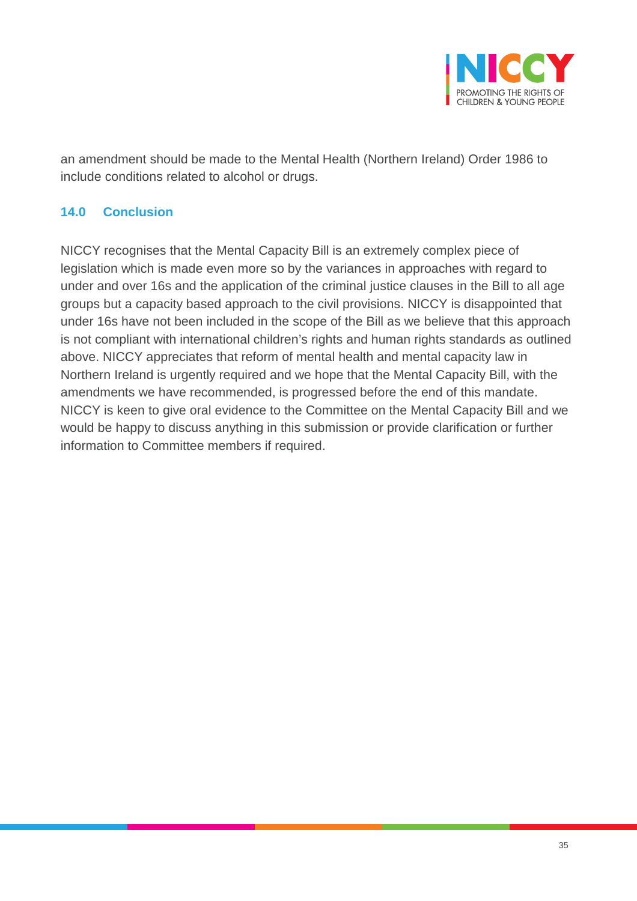an amendment should be made to the Mental Health (Northern Ireland) Order 1986 to include conditions related to alcohol or drugs.

## 14.0 Conclusion

NICCY recognises that the Mental Capacity Bill is an extremely complex piece of legislation which is made even more so by the variances in approaches with regard to under and over 16s and the application of the criminal justice clauses in the Bill to all age groups but a capacity based approach to the civil provisions. NICCY is disappointed that under 16s have not been included in the scope of the Bill as we believe that this approach is not compliant with international children's rights and human rights standards as outlined above. NICCY appreciates that reform of mental health and mental capacity law in Northern Ireland is urgently required and we hope that the Mental Capacity Bill, with the amendments we have recommended, is progressed before the end of this mandate. NICCY is keen to give oral evidence to the Committee on the Mental Capacity Bill and we would be happy to discuss anything in this submission or provide clarification or further information to Committee members if required.